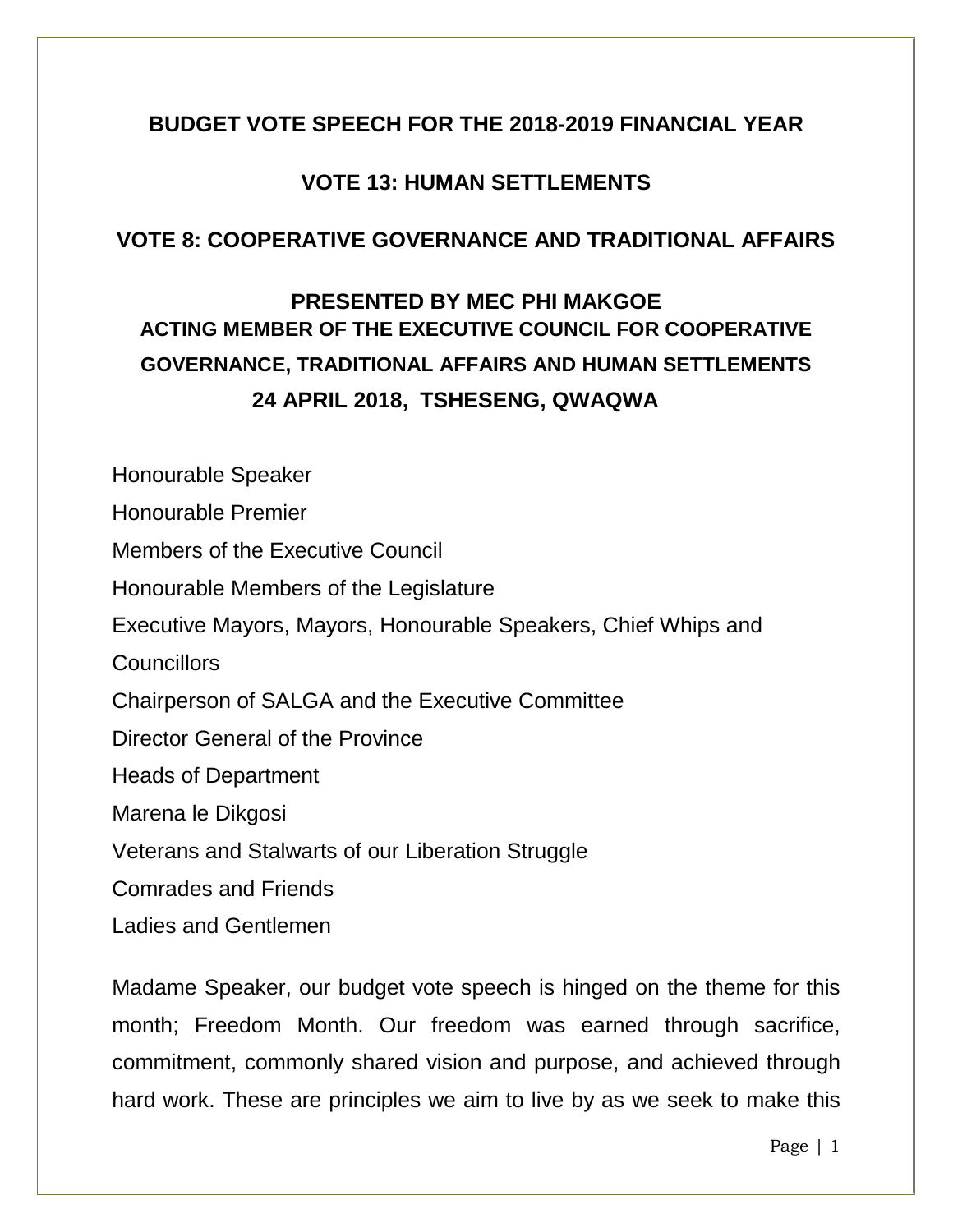# BUDGET VOTE SPEECH FOR THE 2018-2019 FINANCIAL YEAR

## VOTE 13: HUMAN SETTLEMENTS

## VOTE 8: COOPERATIVE GOVERNANCE AND TRADITIONAL AFFAIRS

**PRESENTED BY MEC PHI MAKGOE**
**ACTING MEMBER OF THE EXECUTIVE COUNCIL FOR COOPERATIVE GOVERNANCE, TRADITIONAL AFFAIRS AND HUMAN SETTLEMENTS**
**24 APRIL 2018, TSHESENG, QWAQWA**

Honourable Speaker
Honourable Premier
Members of the Executive Council
Honourable Members of the Legislature
Executive Mayors, Mayors, Honourable Speakers, Chief Whips and Councillors
Chairperson of SALGA and the Executive Committee
Director General of the Province
Heads of Department
Marena le Dikgosi
Veterans and Stalwarts of our Liberation Struggle
Comrades and Friends
Ladies and Gentlemen

Madame Speaker, our budget vote speech is hinged on the theme for this month; Freedom Month. Our freedom was earned through sacrifice, commitment, commonly shared vision and purpose, and achieved through hard work. These are principles we aim to live by as we seek to make this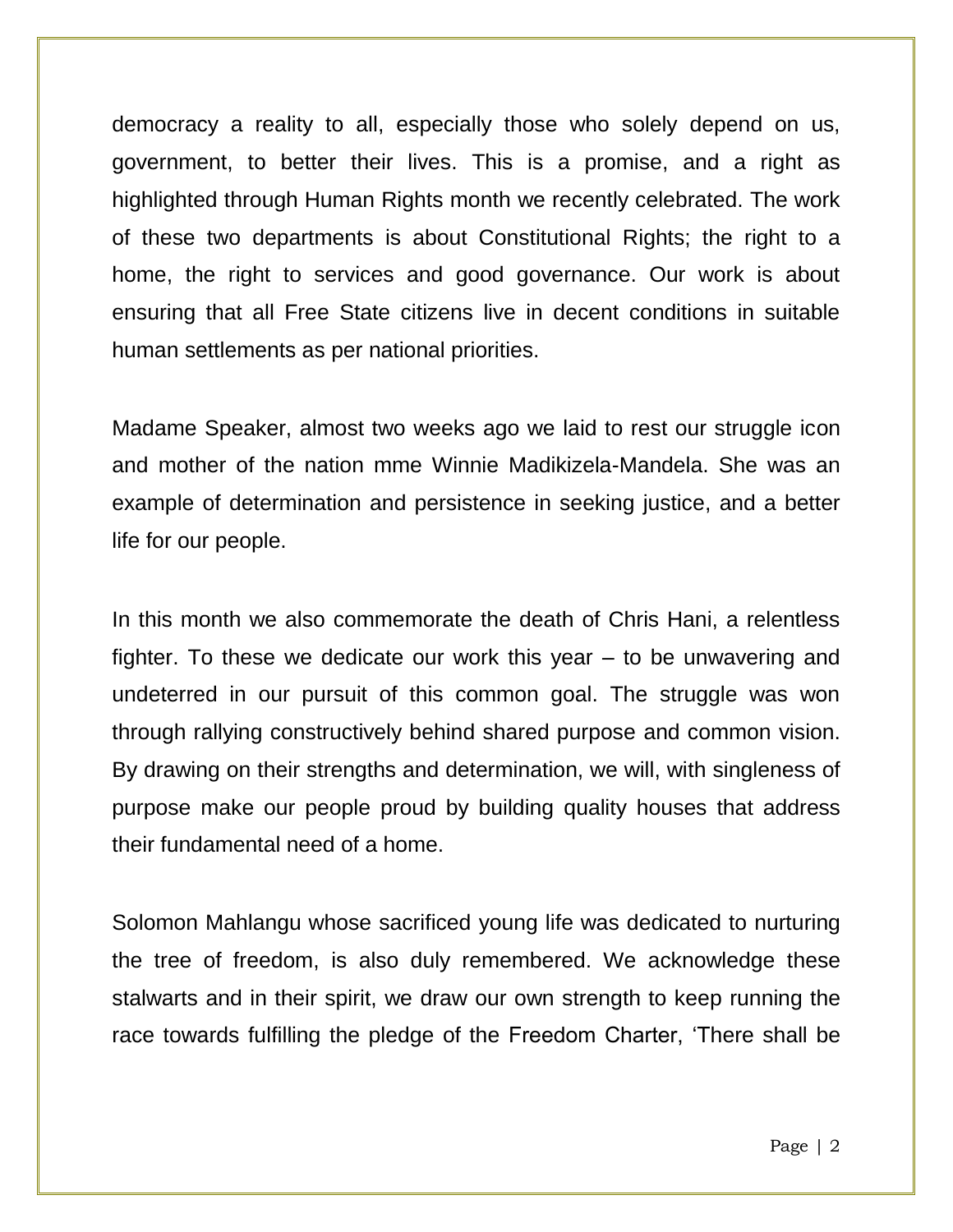democracy a reality to all, especially those who solely depend on us, government, to better their lives. This is a promise, and a right as highlighted through Human Rights month we recently celebrated. The work of these two departments is about Constitutional Rights; the right to a home, the right to services and good governance. Our work is about ensuring that all Free State citizens live in decent conditions in suitable human settlements as per national priorities.

Madame Speaker, almost two weeks ago we laid to rest our struggle icon and mother of the nation mme Winnie Madikizela-Mandela. She was an example of determination and persistence in seeking justice, and a better life for our people.

In this month we also commemorate the death of Chris Hani, a relentless fighter. To these we dedicate our work this year – to be unwavering and undeterred in our pursuit of this common goal. The struggle was won through rallying constructively behind shared purpose and common vision. By drawing on their strengths and determination, we will, with singleness of purpose make our people proud by building quality houses that address their fundamental need of a home.

Solomon Mahlangu whose sacrificed young life was dedicated to nurturing the tree of freedom, is also duly remembered. We acknowledge these stalwarts and in their spirit, we draw our own strength to keep running the race towards fulfilling the pledge of the Freedom Charter, 'There shall be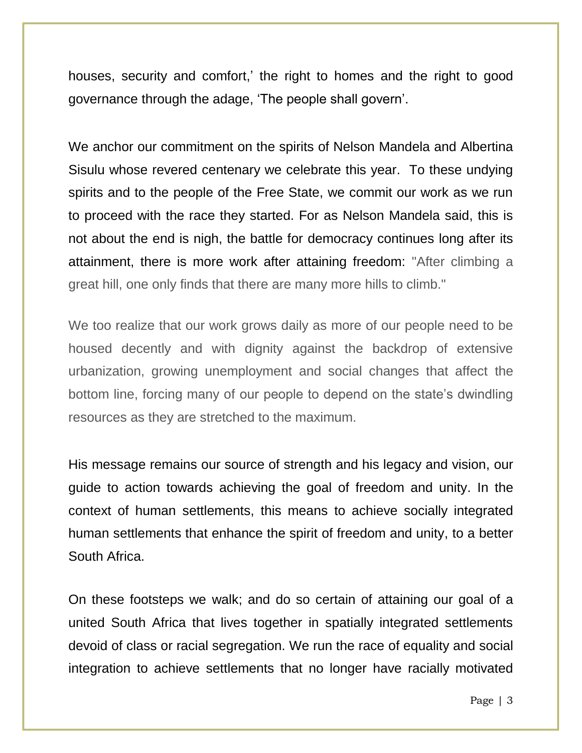houses, security and comfort,' the right to homes and the right to good governance through the adage, 'The people shall govern'.

We anchor our commitment on the spirits of Nelson Mandela and Albertina Sisulu whose revered centenary we celebrate this year. To these undying spirits and to the people of the Free State, we commit our work as we run to proceed with the race they started. For as Nelson Mandela said, this is not about the end is nigh, the battle for democracy continues long after its attainment, there is more work after attaining freedom: "After climbing a great hill, one only finds that there are many more hills to climb."

We too realize that our work grows daily as more of our people need to be housed decently and with dignity against the backdrop of extensive urbanization, growing unemployment and social changes that affect the bottom line, forcing many of our people to depend on the state's dwindling resources as they are stretched to the maximum.

His message remains our source of strength and his legacy and vision, our guide to action towards achieving the goal of freedom and unity. In the context of human settlements, this means to achieve socially integrated human settlements that enhance the spirit of freedom and unity, to a better South Africa.

On these footsteps we walk; and do so certain of attaining our goal of a united South Africa that lives together in spatially integrated settlements devoid of class or racial segregation. We run the race of equality and social integration to achieve settlements that no longer have racially motivated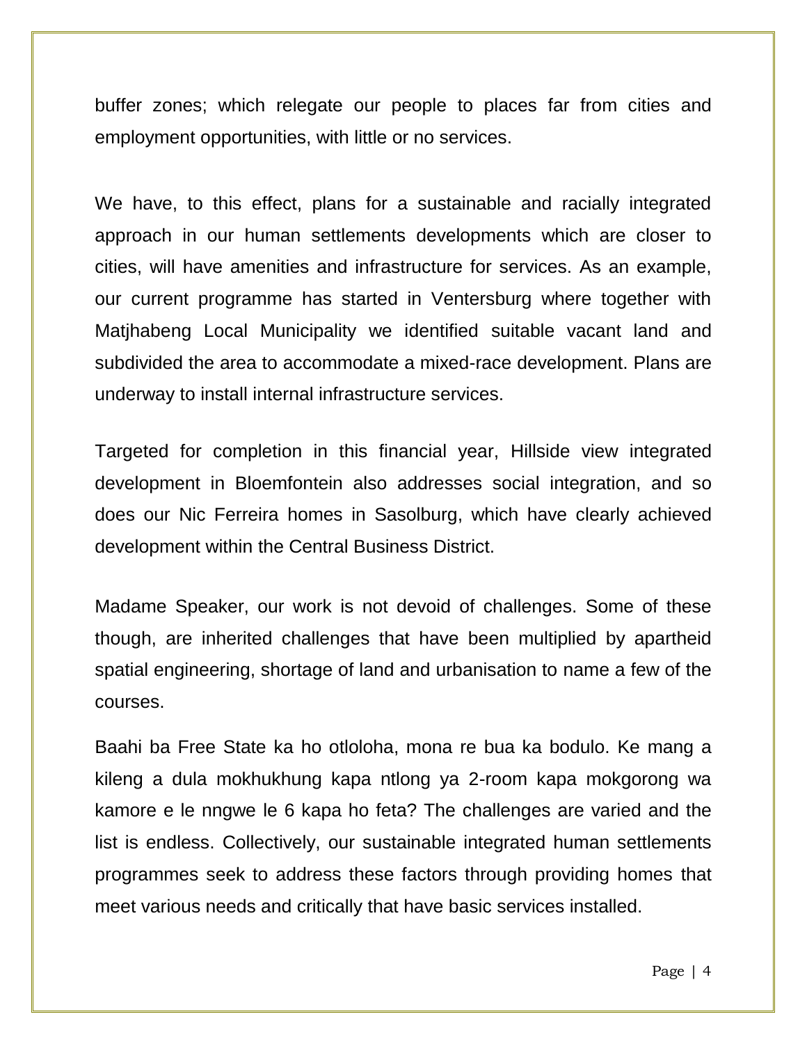buffer zones; which relegate our people to places far from cities and employment opportunities, with little or no services.

We have, to this effect, plans for a sustainable and racially integrated approach in our human settlements developments which are closer to cities, will have amenities and infrastructure for services. As an example, our current programme has started in Ventersburg where together with Matjhabeng Local Municipality we identified suitable vacant land and subdivided the area to accommodate a mixed-race development. Plans are underway to install internal infrastructure services.

Targeted for completion in this financial year, Hillside view integrated development in Bloemfontein also addresses social integration, and so does our Nic Ferreira homes in Sasolburg, which have clearly achieved development within the Central Business District.

Madame Speaker, our work is not devoid of challenges. Some of these though, are inherited challenges that have been multiplied by apartheid spatial engineering, shortage of land and urbanisation to name a few of the courses.

Baahi ba Free State ka ho otloloha, mona re bua ka bodulo. Ke mang a kileng a dula mokhukhung kapa ntlong ya 2-room kapa mokgorong wa kamore e le nngwe le 6 kapa ho feta? The challenges are varied and the list is endless. Collectively, our sustainable integrated human settlements programmes seek to address these factors through providing homes that meet various needs and critically that have basic services installed.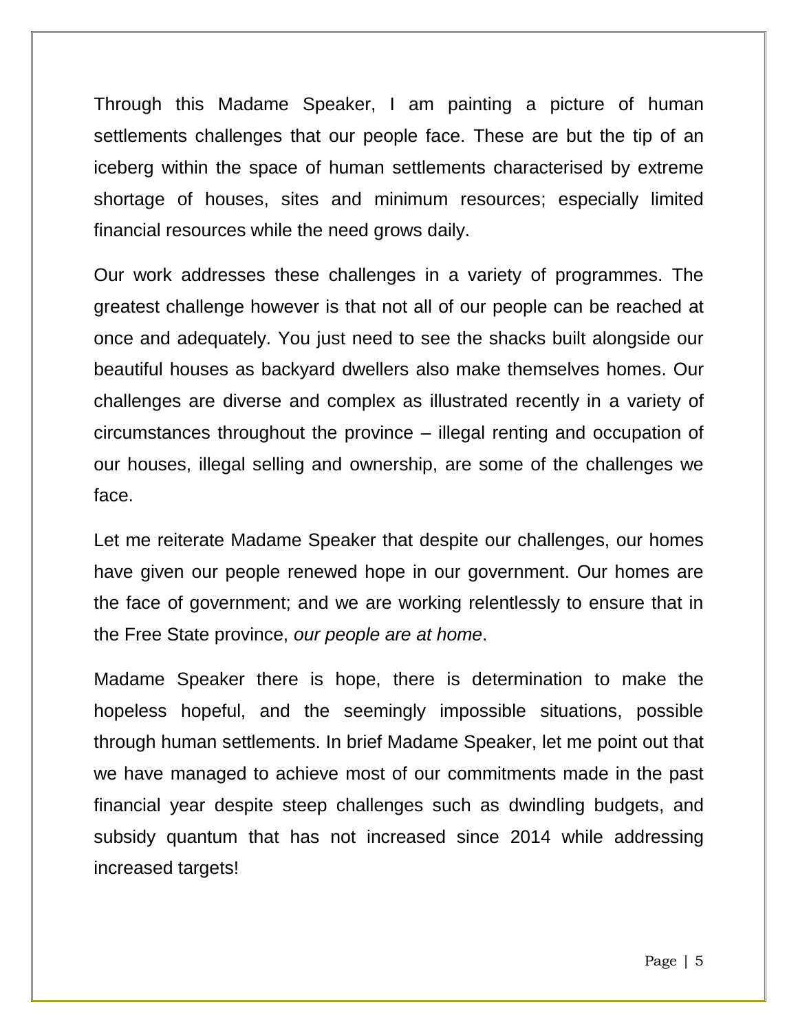Through this Madame Speaker, I am painting a picture of human settlements challenges that our people face. These are but the tip of an iceberg within the space of human settlements characterised by extreme shortage of houses, sites and minimum resources; especially limited financial resources while the need grows daily.

Our work addresses these challenges in a variety of programmes. The greatest challenge however is that not all of our people can be reached at once and adequately. You just need to see the shacks built alongside our beautiful houses as backyard dwellers also make themselves homes. Our challenges are diverse and complex as illustrated recently in a variety of circumstances throughout the province – illegal renting and occupation of our houses, illegal selling and ownership, are some of the challenges we face.

Let me reiterate Madame Speaker that despite our challenges, our homes have given our people renewed hope in our government. Our homes are the face of government; and we are working relentlessly to ensure that in the Free State province, *our people are at home*.

Madame Speaker there is hope, there is determination to make the hopeless hopeful, and the seemingly impossible situations, possible through human settlements. In brief Madame Speaker, let me point out that we have managed to achieve most of our commitments made in the past financial year despite steep challenges such as dwindling budgets, and subsidy quantum that has not increased since 2014 while addressing increased targets!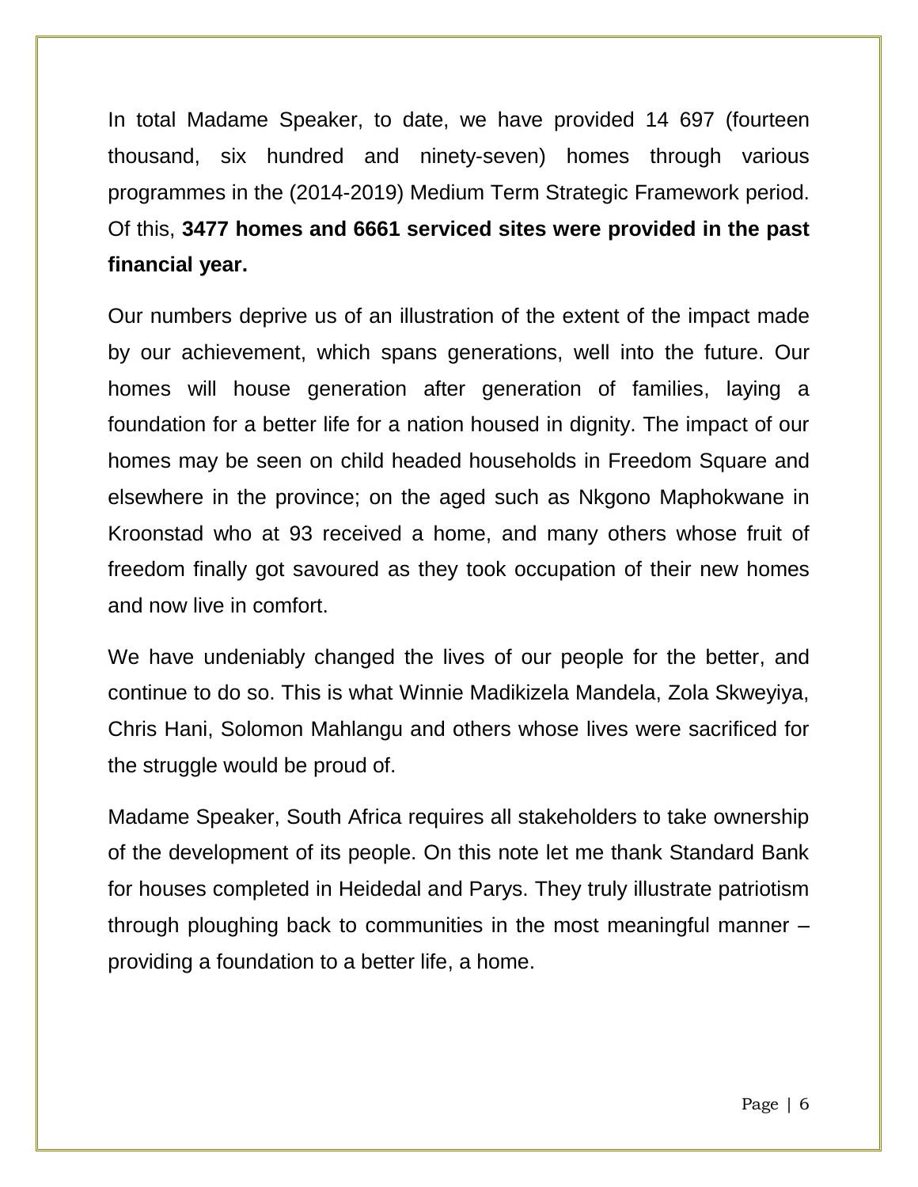In total Madame Speaker, to date, we have provided 14 697 (fourteen thousand, six hundred and ninety-seven) homes through various programmes in the (2014-2019) Medium Term Strategic Framework period. Of this, **3477 homes and 6661 serviced sites were provided in the past financial year.**

Our numbers deprive us of an illustration of the extent of the impact made by our achievement, which spans generations, well into the future. Our homes will house generation after generation of families, laying a foundation for a better life for a nation housed in dignity. The impact of our homes may be seen on child headed households in Freedom Square and elsewhere in the province; on the aged such as Nkgono Maphokwane in Kroonstad who at 93 received a home, and many others whose fruit of freedom finally got savoured as they took occupation of their new homes and now live in comfort.

We have undeniably changed the lives of our people for the better, and continue to do so. This is what Winnie Madikizela Mandela, Zola Skweyiya, Chris Hani, Solomon Mahlangu and others whose lives were sacrificed for the struggle would be proud of.

Madame Speaker, South Africa requires all stakeholders to take ownership of the development of its people. On this note let me thank Standard Bank for houses completed in Heidedal and Parys. They truly illustrate patriotism through ploughing back to communities in the most meaningful manner – providing a foundation to a better life, a home.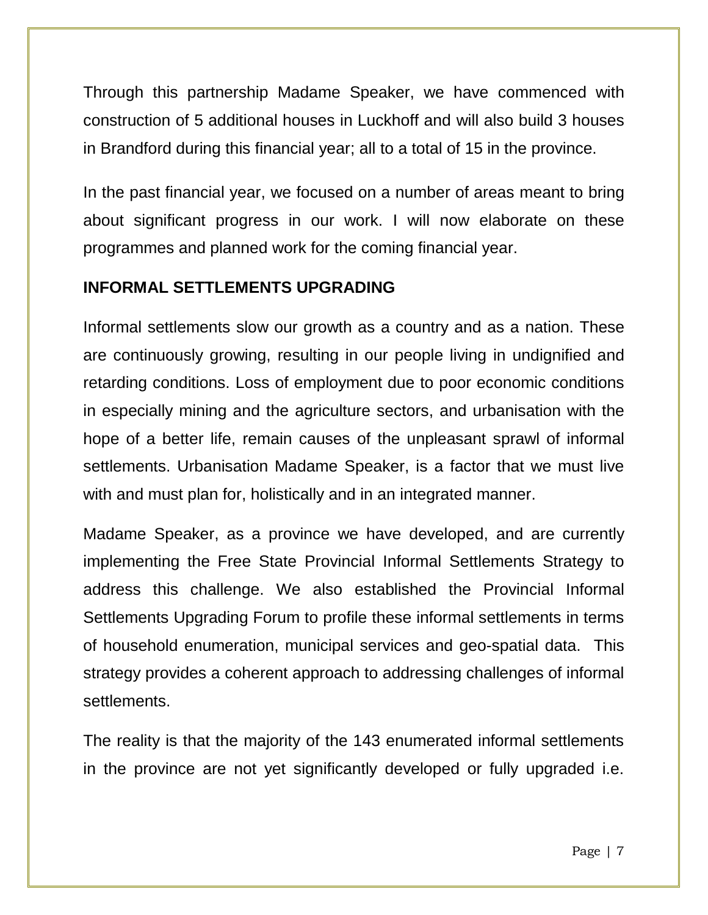Through this partnership Madame Speaker, we have commenced with construction of 5 additional houses in Luckhoff and will also build 3 houses in Brandford during this financial year; all to a total of 15 in the province.

In the past financial year, we focused on a number of areas meant to bring about significant progress in our work. I will now elaborate on these programmes and planned work for the coming financial year.

**INFORMAL SETTLEMENTS UPGRADING**

Informal settlements slow our growth as a country and as a nation. These are continuously growing, resulting in our people living in undignified and retarding conditions. Loss of employment due to poor economic conditions in especially mining and the agriculture sectors, and urbanisation with the hope of a better life, remain causes of the unpleasant sprawl of informal settlements. Urbanisation Madame Speaker, is a factor that we must live with and must plan for, holistically and in an integrated manner.

Madame Speaker, as a province we have developed, and are currently implementing the Free State Provincial Informal Settlements Strategy to address this challenge. We also established the Provincial Informal Settlements Upgrading Forum to profile these informal settlements in terms of household enumeration, municipal services and geo-spatial data. This strategy provides a coherent approach to addressing challenges of informal settlements.

The reality is that the majority of the 143 enumerated informal settlements in the province are not yet significantly developed or fully upgraded i.e.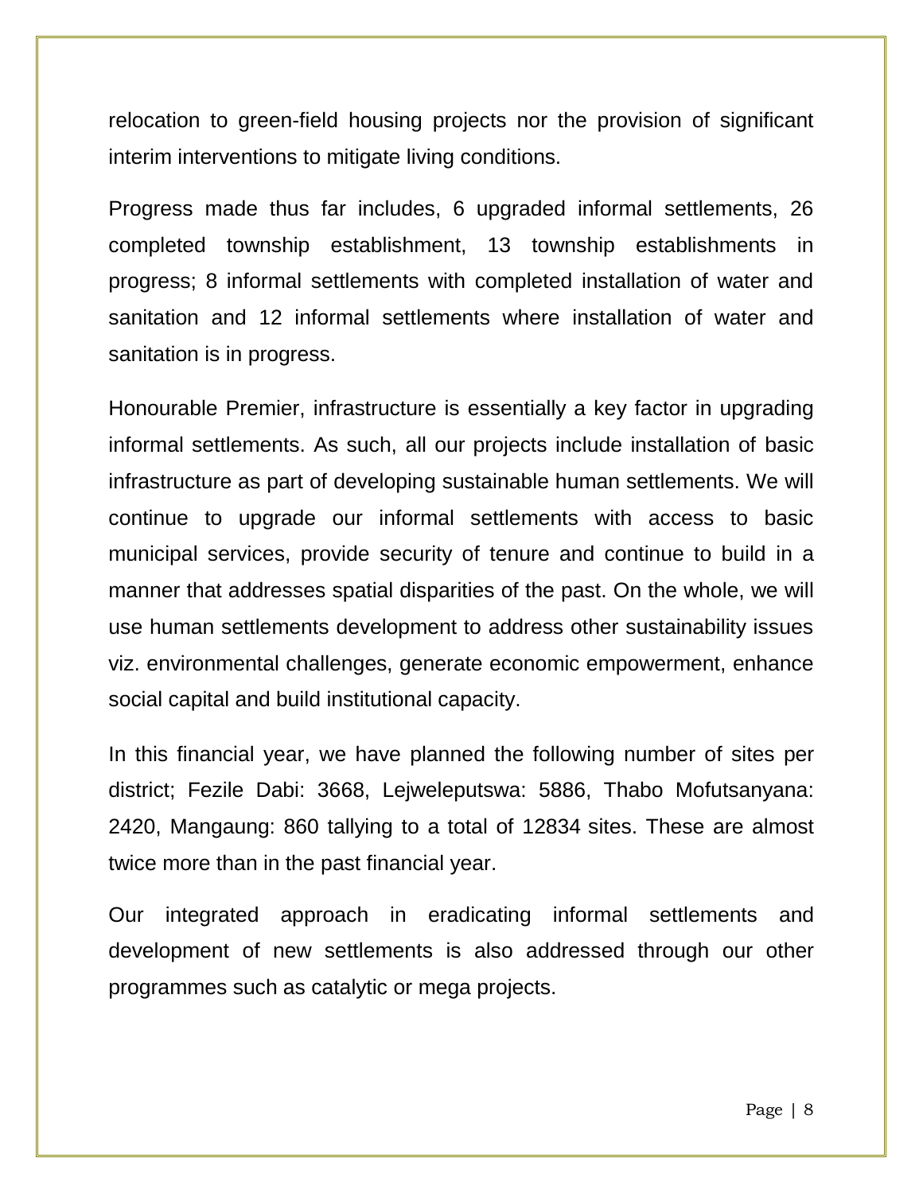relocation to green-field housing projects nor the provision of significant interim interventions to mitigate living conditions.

Progress made thus far includes, 6 upgraded informal settlements, 26 completed township establishment, 13 township establishments in progress; 8 informal settlements with completed installation of water and sanitation and 12 informal settlements where installation of water and sanitation is in progress.

Honourable Premier, infrastructure is essentially a key factor in upgrading informal settlements. As such, all our projects include installation of basic infrastructure as part of developing sustainable human settlements. We will continue to upgrade our informal settlements with access to basic municipal services, provide security of tenure and continue to build in a manner that addresses spatial disparities of the past. On the whole, we will use human settlements development to address other sustainability issues viz. environmental challenges, generate economic empowerment, enhance social capital and build institutional capacity.

In this financial year, we have planned the following number of sites per district; Fezile Dabi: 3668, Lejweleputswa: 5886, Thabo Mofutsanyana: 2420, Mangaung: 860 tallying to a total of 12834 sites. These are almost twice more than in the past financial year.

Our integrated approach in eradicating informal settlements and development of new settlements is also addressed through our other programmes such as catalytic or mega projects.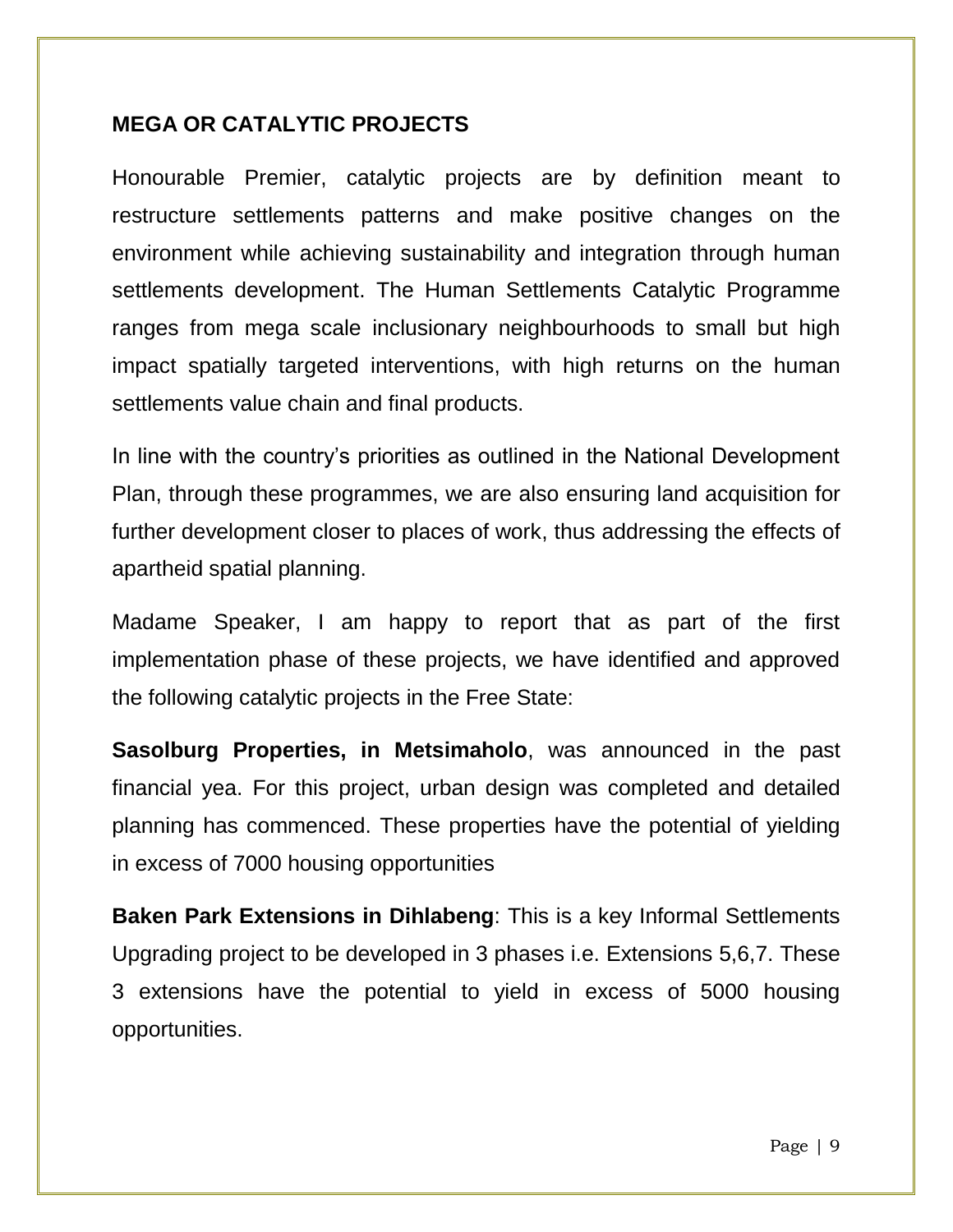## MEGA OR CATALYTIC PROJECTS

Honourable Premier, catalytic projects are by definition meant to restructure settlements patterns and make positive changes on the environment while achieving sustainability and integration through human settlements development. The Human Settlements Catalytic Programme ranges from mega scale inclusionary neighbourhoods to small but high impact spatially targeted interventions, with high returns on the human settlements value chain and final products.

In line with the country's priorities as outlined in the National Development Plan, through these programmes, we are also ensuring land acquisition for further development closer to places of work, thus addressing the effects of apartheid spatial planning.

Madame Speaker, I am happy to report that as part of the first implementation phase of these projects, we have identified and approved the following catalytic projects in the Free State:

**Sasolburg Properties, in Metsimaholo**, was announced in the past financial yea. For this project, urban design was completed and detailed planning has commenced. These properties have the potential of yielding in excess of 7000 housing opportunities

**Baken Park Extensions in Dihlabeng**: This is a key Informal Settlements Upgrading project to be developed in 3 phases i.e. Extensions 5,6,7. These 3 extensions have the potential to yield in excess of 5000 housing opportunities.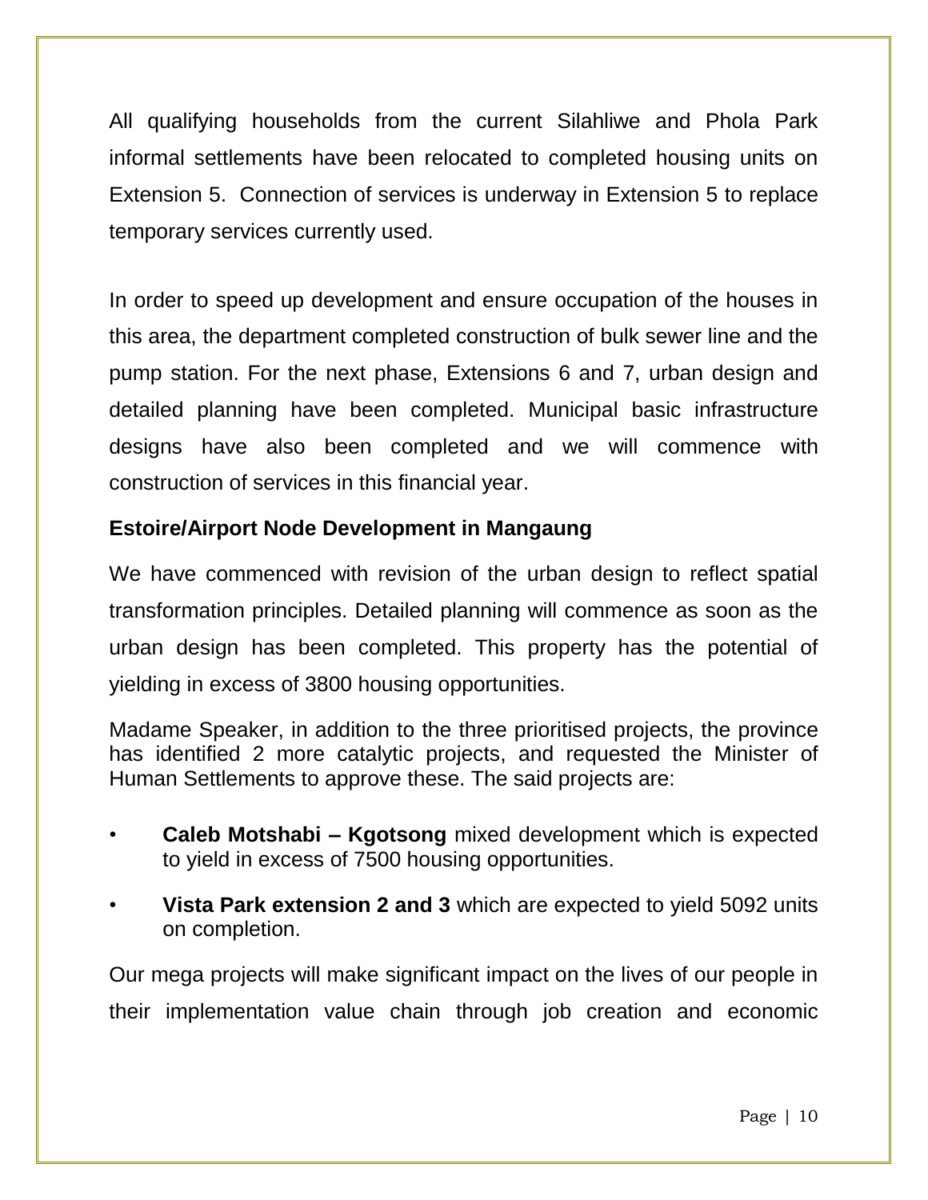All qualifying households from the current Silahliwe and Phola Park informal settlements have been relocated to completed housing units on Extension 5.  Connection of services is underway in Extension 5 to replace temporary services currently used.

In order to speed up development and ensure occupation of the houses in this area, the department completed construction of bulk sewer line and the pump station. For the next phase, Extensions 6 and 7, urban design and detailed planning have been completed. Municipal basic infrastructure designs have also been completed and we will commence with construction of services in this financial year.

**Estoire/Airport Node Development in Mangaung**

We have commenced with revision of the urban design to reflect spatial transformation principles. Detailed planning will commence as soon as the urban design has been completed. This property has the potential of yielding in excess of 3800 housing opportunities.

Madame Speaker, in addition to the three prioritised projects, the province has identified 2 more catalytic projects, and requested the Minister of Human Settlements to approve these. The said projects are:

- **Caleb Motshabi – Kgotsong** mixed development which is expected to yield in excess of 7500 housing opportunities.
- **Vista Park extension 2 and 3** which are expected to yield 5092 units on completion.

Our mega projects will make significant impact on the lives of our people in their implementation value chain through job creation and economic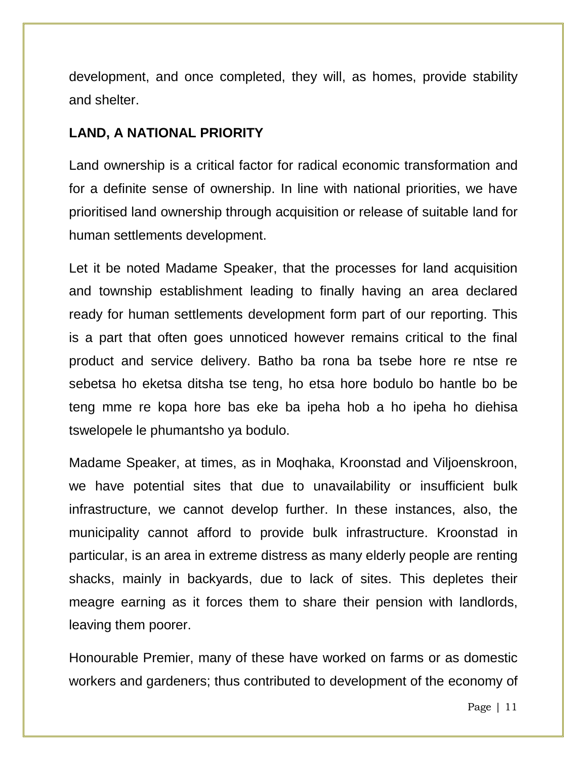development, and once completed, they will, as homes, provide stability and shelter.

## LAND, A NATIONAL PRIORITY

Land ownership is a critical factor for radical economic transformation and for a definite sense of ownership. In line with national priorities, we have prioritised land ownership through acquisition or release of suitable land for human settlements development.

Let it be noted Madame Speaker, that the processes for land acquisition and township establishment leading to finally having an area declared ready for human settlements development form part of our reporting. This is a part that often goes unnoticed however remains critical to the final product and service delivery. Batho ba rona ba tsebe hore re ntse re sebetsa ho eketsa ditsha tse teng, ho etsa hore bodulo bo hantle bo be teng mme re kopa hore bas eke ba ipeha hob a ho ipeha ho diehisa tswelopele le phumantsho ya bodulo.

Madame Speaker, at times, as in Moqhaka, Kroonstad and Viljoenskroon, we have potential sites that due to unavailability or insufficient bulk infrastructure, we cannot develop further. In these instances, also, the municipality cannot afford to provide bulk infrastructure. Kroonstad in particular, is an area in extreme distress as many elderly people are renting shacks, mainly in backyards, due to lack of sites. This depletes their meagre earning as it forces them to share their pension with landlords, leaving them poorer.

Honourable Premier, many of these have worked on farms or as domestic workers and gardeners; thus contributed to development of the economy of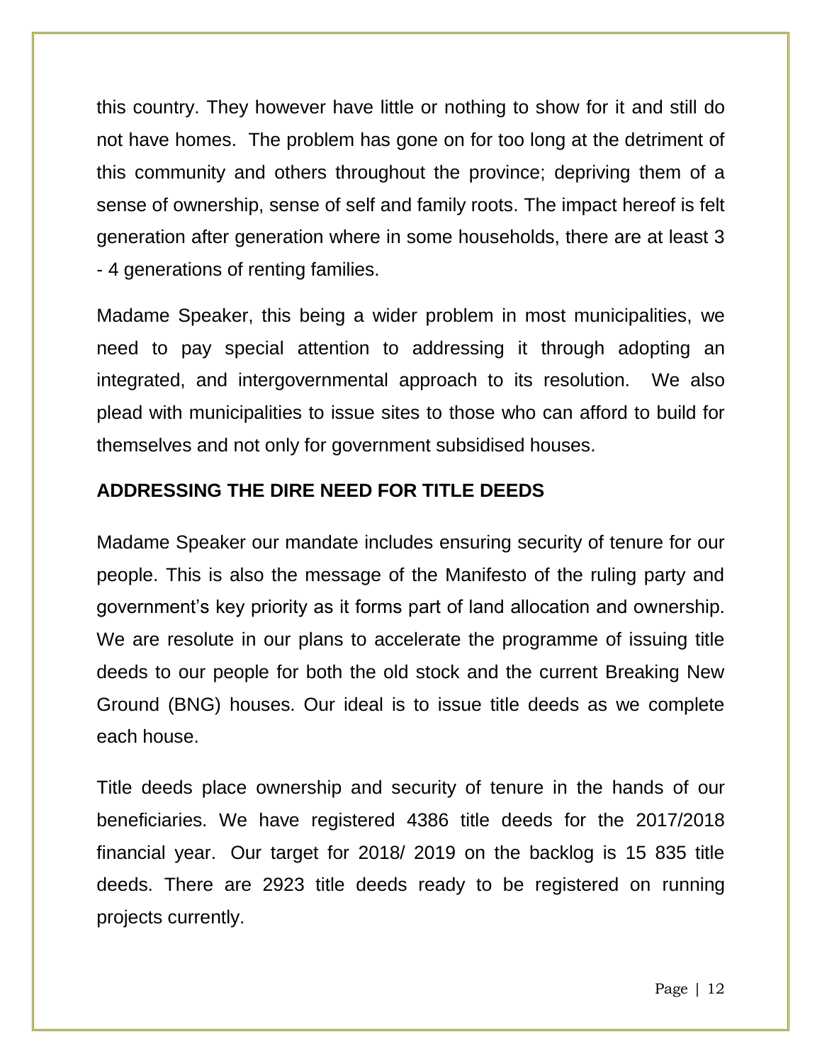this country. They however have little or nothing to show for it and still do not have homes. The problem has gone on for too long at the detriment of this community and others throughout the province; depriving them of a sense of ownership, sense of self and family roots. The impact hereof is felt generation after generation where in some households, there are at least 3 - 4 generations of renting families.

Madame Speaker, this being a wider problem in most municipalities, we need to pay special attention to addressing it through adopting an integrated, and intergovernmental approach to its resolution. We also plead with municipalities to issue sites to those who can afford to build for themselves and not only for government subsidised houses.

## ADDRESSING THE DIRE NEED FOR TITLE DEEDS

Madame Speaker our mandate includes ensuring security of tenure for our people. This is also the message of the Manifesto of the ruling party and government's key priority as it forms part of land allocation and ownership. We are resolute in our plans to accelerate the programme of issuing title deeds to our people for both the old stock and the current Breaking New Ground (BNG) houses. Our ideal is to issue title deeds as we complete each house.

Title deeds place ownership and security of tenure in the hands of our beneficiaries. We have registered 4386 title deeds for the 2017/2018 financial year. Our target for 2018/ 2019 on the backlog is 15 835 title deeds. There are 2923 title deeds ready to be registered on running projects currently.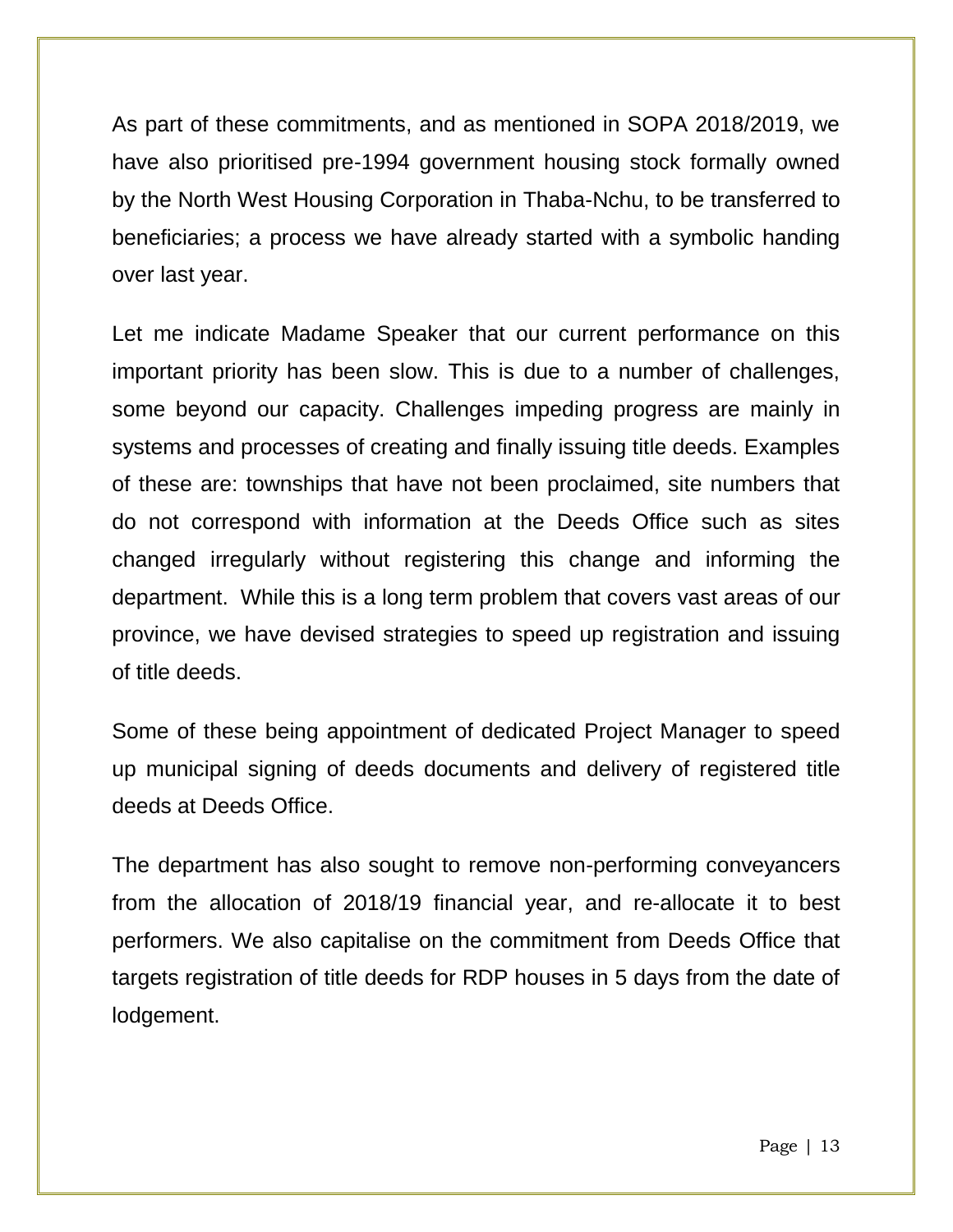As part of these commitments, and as mentioned in SOPA 2018/2019, we have also prioritised pre-1994 government housing stock formally owned by the North West Housing Corporation in Thaba-Nchu, to be transferred to beneficiaries; a process we have already started with a symbolic handing over last year.

Let me indicate Madame Speaker that our current performance on this important priority has been slow. This is due to a number of challenges, some beyond our capacity. Challenges impeding progress are mainly in systems and processes of creating and finally issuing title deeds. Examples of these are: townships that have not been proclaimed, site numbers that do not correspond with information at the Deeds Office such as sites changed irregularly without registering this change and informing the department. While this is a long term problem that covers vast areas of our province, we have devised strategies to speed up registration and issuing of title deeds.

Some of these being appointment of dedicated Project Manager to speed up municipal signing of deeds documents and delivery of registered title deeds at Deeds Office.

The department has also sought to remove non-performing conveyancers from the allocation of 2018/19 financial year, and re-allocate it to best performers. We also capitalise on the commitment from Deeds Office that targets registration of title deeds for RDP houses in 5 days from the date of lodgement.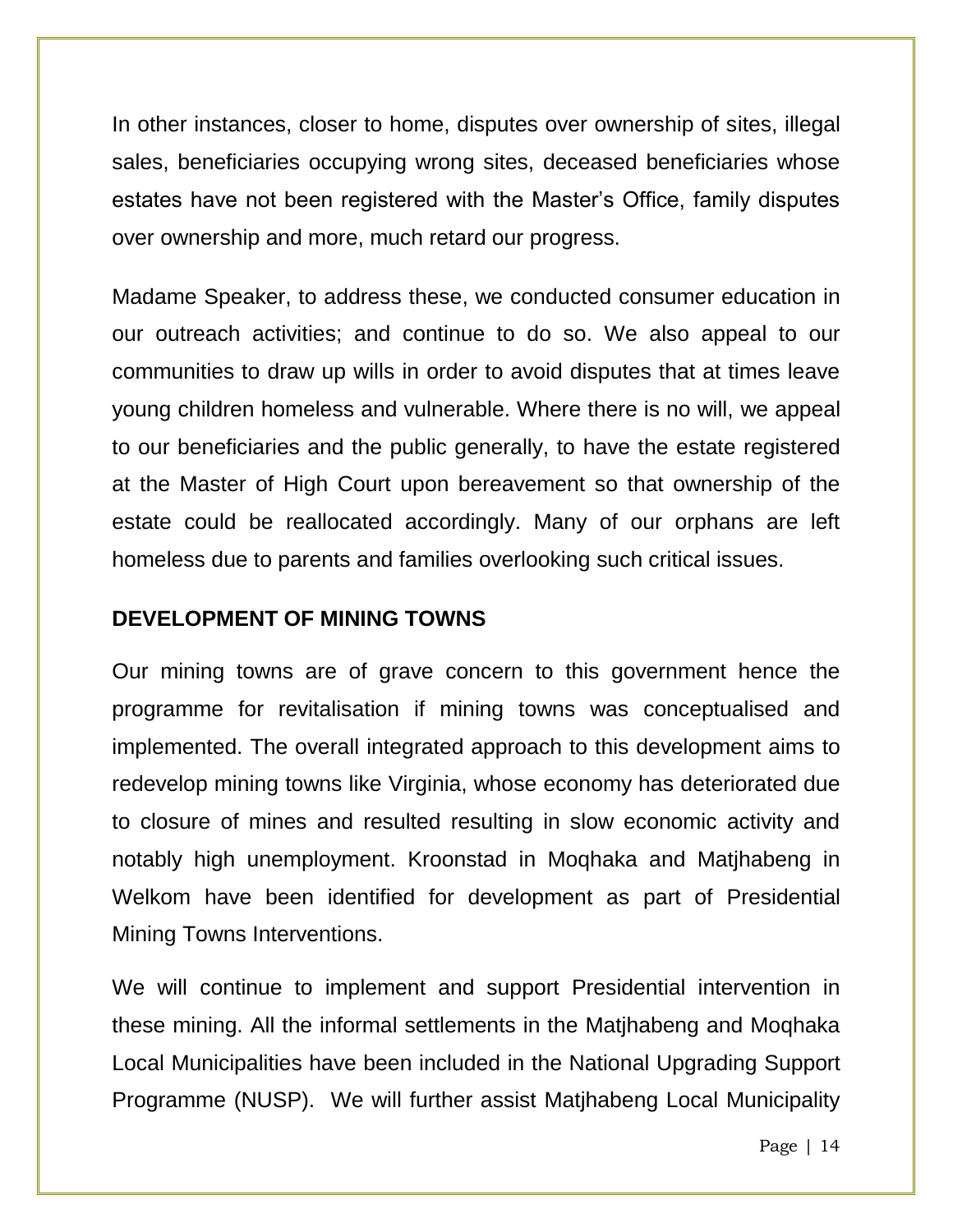In other instances, closer to home, disputes over ownership of sites, illegal sales, beneficiaries occupying wrong sites, deceased beneficiaries whose estates have not been registered with the Master's Office, family disputes over ownership and more, much retard our progress.

Madame Speaker, to address these, we conducted consumer education in our outreach activities; and continue to do so. We also appeal to our communities to draw up wills in order to avoid disputes that at times leave young children homeless and vulnerable. Where there is no will, we appeal to our beneficiaries and the public generally, to have the estate registered at the Master of High Court upon bereavement so that ownership of the estate could be reallocated accordingly. Many of our orphans are left homeless due to parents and families overlooking such critical issues.

**DEVELOPMENT OF MINING TOWNS**

Our mining towns are of grave concern to this government hence the programme for revitalisation if mining towns was conceptualised and implemented. The overall integrated approach to this development aims to redevelop mining towns like Virginia, whose economy has deteriorated due to closure of mines and resulted resulting in slow economic activity and notably high unemployment. Kroonstad in Moqhaka and Matjhabeng in Welkom have been identified for development as part of Presidential Mining Towns Interventions.

We will continue to implement and support Presidential intervention in these mining. All the informal settlements in the Matjhabeng and Moqhaka Local Municipalities have been included in the National Upgrading Support Programme (NUSP). We will further assist Matjhabeng Local Municipality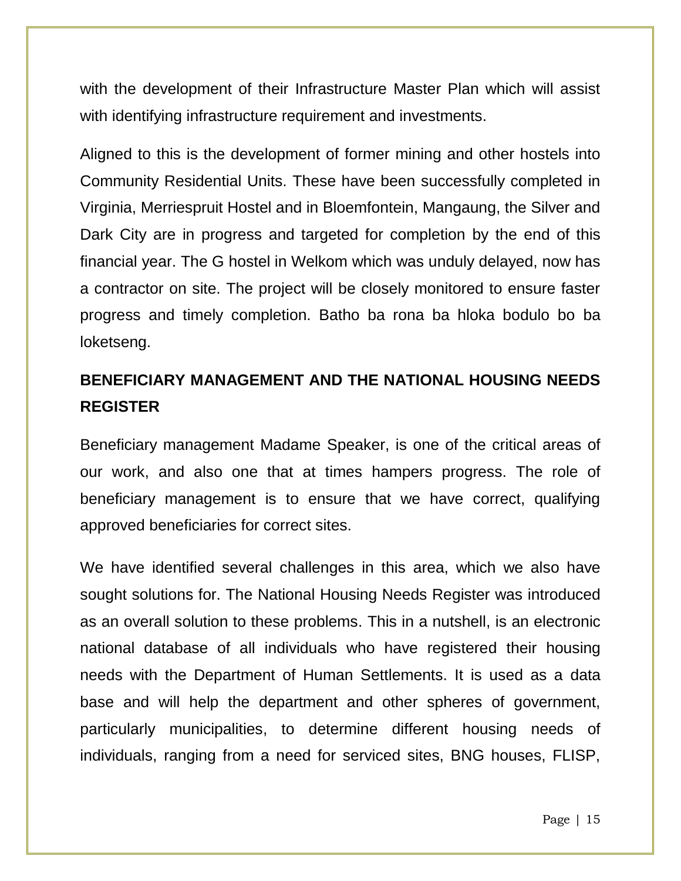with the development of their Infrastructure Master Plan which will assist with identifying infrastructure requirement and investments.

Aligned to this is the development of former mining and other hostels into Community Residential Units. These have been successfully completed in Virginia, Merriespruit Hostel and in Bloemfontein, Mangaung, the Silver and Dark City are in progress and targeted for completion by the end of this financial year. The G hostel in Welkom which was unduly delayed, now has a contractor on site. The project will be closely monitored to ensure faster progress and timely completion. Batho ba rona ba hloka bodulo bo ba loketseng.

## BENEFICIARY MANAGEMENT AND THE NATIONAL HOUSING NEEDS REGISTER

Beneficiary management Madame Speaker, is one of the critical areas of our work, and also one that at times hampers progress. The role of beneficiary management is to ensure that we have correct, qualifying approved beneficiaries for correct sites.

We have identified several challenges in this area, which we also have sought solutions for. The National Housing Needs Register was introduced as an overall solution to these problems. This in a nutshell, is an electronic national database of all individuals who have registered their housing needs with the Department of Human Settlements. It is used as a data base and will help the department and other spheres of government, particularly municipalities, to determine different housing needs of individuals, ranging from a need for serviced sites, BNG houses, FLISP,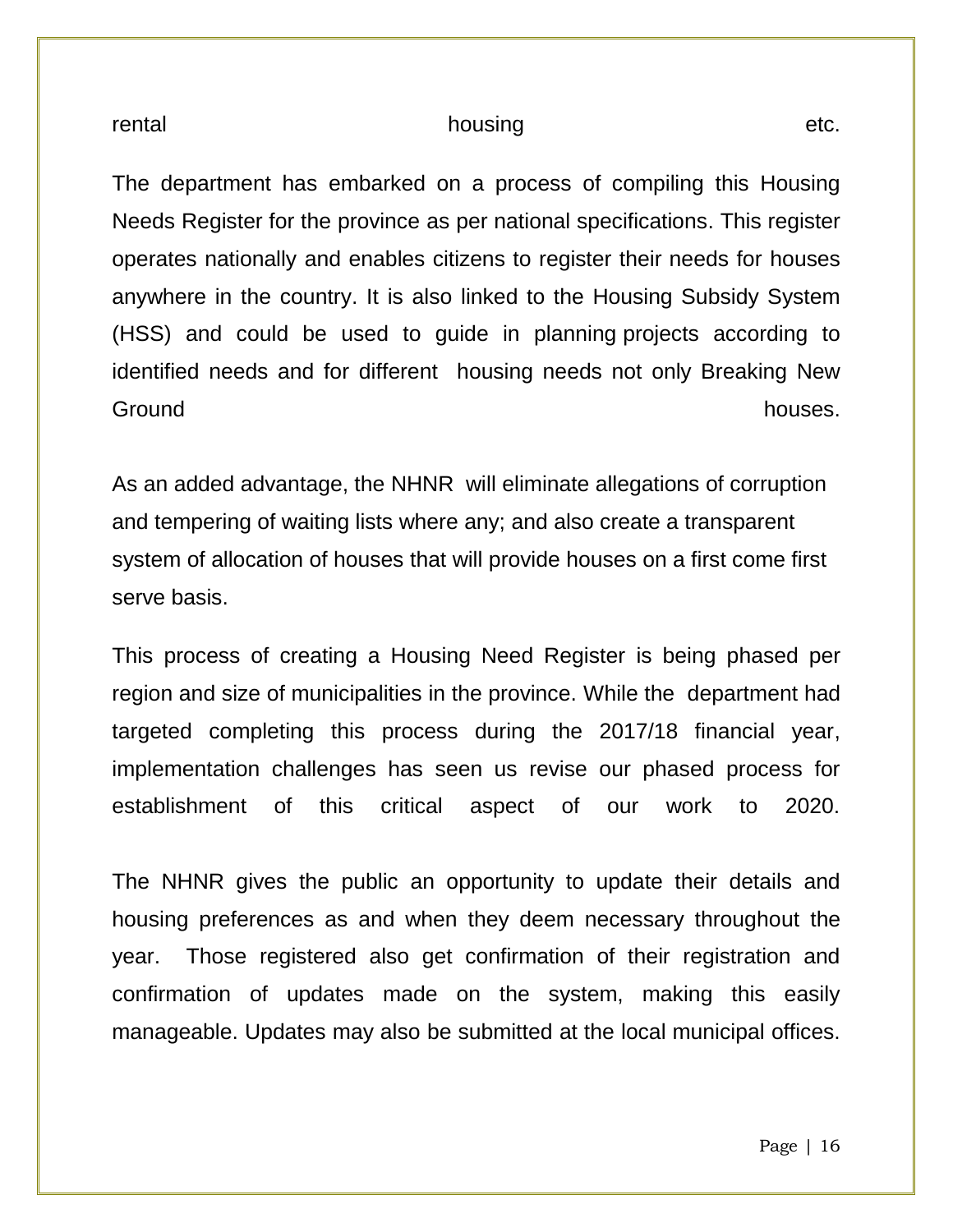rental housing etc.

The department has embarked on a process of compiling this Housing Needs Register for the province as per national specifications. This register operates nationally and enables citizens to register their needs for houses anywhere in the country. It is also linked to the Housing Subsidy System (HSS) and could be used to guide in planning projects according to identified needs and for different housing needs not only Breaking New Ground houses.

As an added advantage, the NHNR will eliminate allegations of corruption and tempering of waiting lists where any; and also create a transparent system of allocation of houses that will provide houses on a first come first serve basis.

This process of creating a Housing Need Register is being phased per region and size of municipalities in the province. While the department had targeted completing this process during the 2017/18 financial year, implementation challenges has seen us revise our phased process for establishment of this critical aspect of our work to 2020.

The NHNR gives the public an opportunity to update their details and housing preferences as and when they deem necessary throughout the year. Those registered also get confirmation of their registration and confirmation of updates made on the system, making this easily manageable. Updates may also be submitted at the local municipal offices.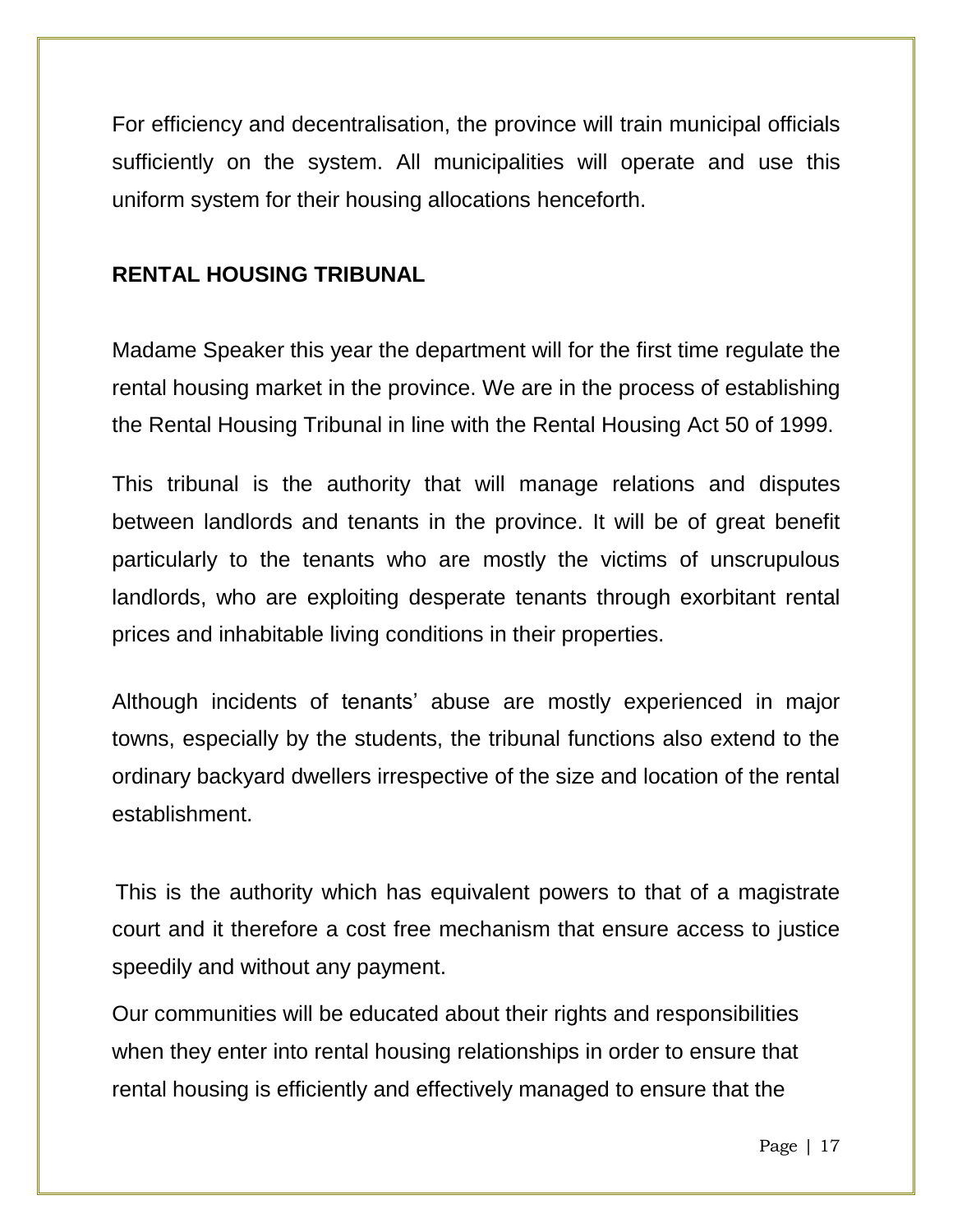For efficiency and decentralisation, the province will train municipal officials sufficiently on the system. All municipalities will operate and use this uniform system for their housing allocations henceforth.

## RENTAL HOUSING TRIBUNAL

Madame Speaker this year the department will for the first time regulate the rental housing market in the province. We are in the process of establishing the Rental Housing Tribunal in line with the Rental Housing Act 50 of 1999.

This tribunal is the authority that will manage relations and disputes between landlords and tenants in the province. It will be of great benefit particularly to the tenants who are mostly the victims of unscrupulous landlords, who are exploiting desperate tenants through exorbitant rental prices and inhabitable living conditions in their properties.

Although incidents of tenants' abuse are mostly experienced in major towns, especially by the students, the tribunal functions also extend to the ordinary backyard dwellers irrespective of the size and location of the rental establishment.

This is the authority which has equivalent powers to that of a magistrate court and it therefore a cost free mechanism that ensure access to justice speedily and without any payment.

Our communities will be educated about their rights and responsibilities when they enter into rental housing relationships in order to ensure that rental housing is efficiently and effectively managed to ensure that the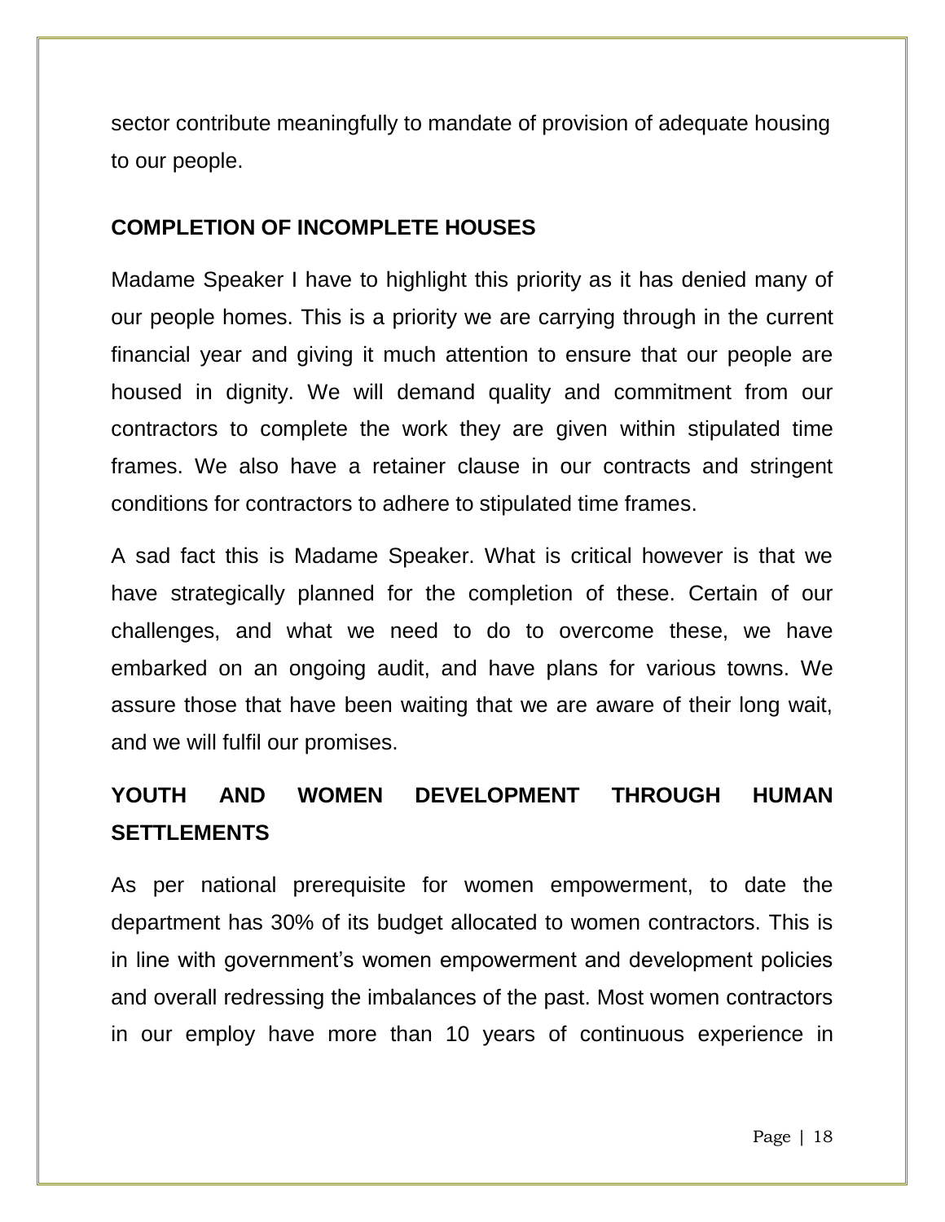sector contribute meaningfully to mandate of provision of adequate housing to our people.

## COMPLETION OF INCOMPLETE HOUSES

Madame Speaker I have to highlight this priority as it has denied many of our people homes. This is a priority we are carrying through in the current financial year and giving it much attention to ensure that our people are housed in dignity. We will demand quality and commitment from our contractors to complete the work they are given within stipulated time frames. We also have a retainer clause in our contracts and stringent conditions for contractors to adhere to stipulated time frames.

A sad fact this is Madame Speaker. What is critical however is that we have strategically planned for the completion of these. Certain of our challenges, and what we need to do to overcome these, we have embarked on an ongoing audit, and have plans for various towns. We assure those that have been waiting that we are aware of their long wait, and we will fulfil our promises.

## YOUTH AND WOMEN DEVELOPMENT THROUGH HUMAN SETTLEMENTS

As per national prerequisite for women empowerment, to date the department has 30% of its budget allocated to women contractors. This is in line with government's women empowerment and development policies and overall redressing the imbalances of the past. Most women contractors in our employ have more than 10 years of continuous experience in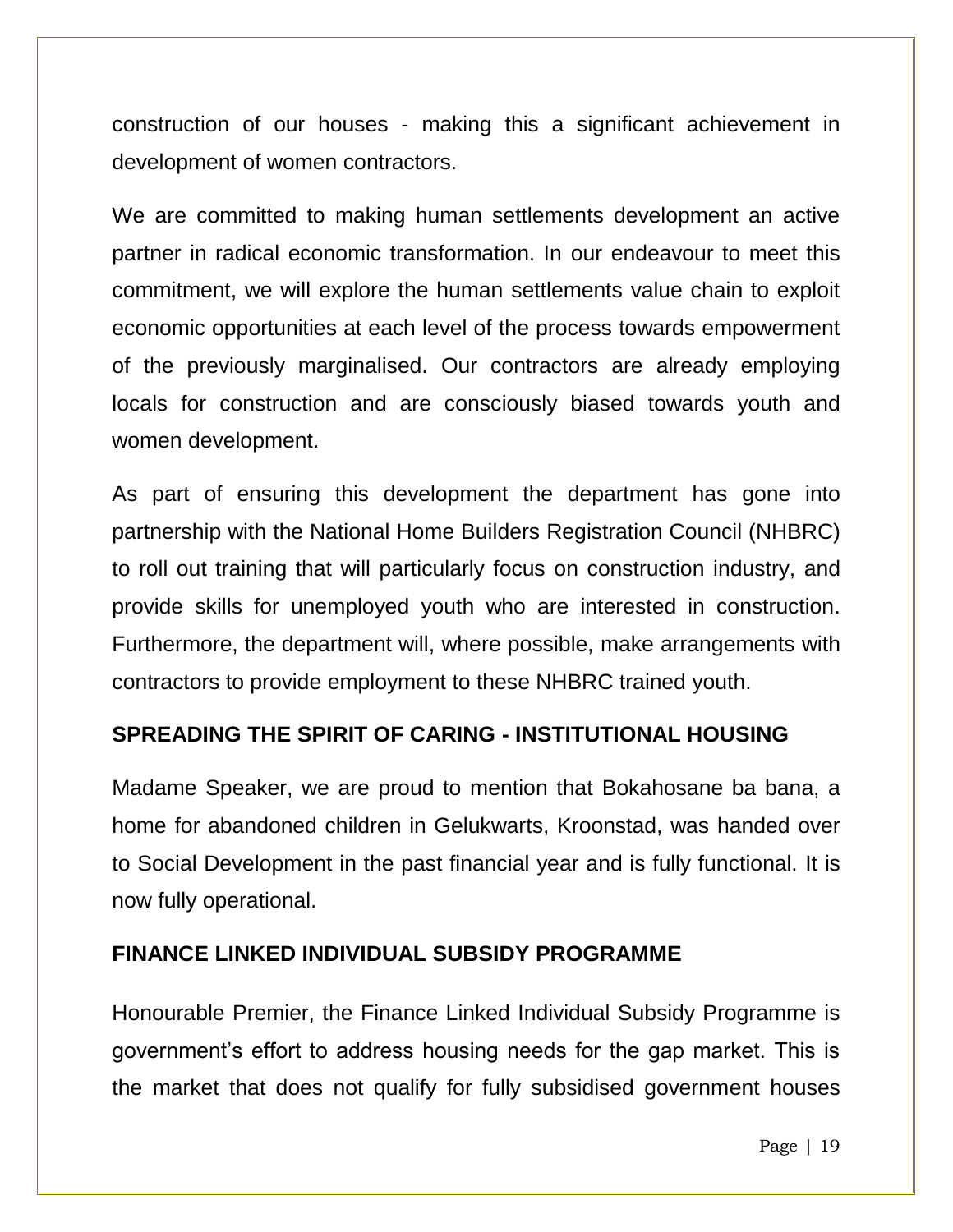construction of our houses - making this a significant achievement in development of women contractors.

We are committed to making human settlements development an active partner in radical economic transformation. In our endeavour to meet this commitment, we will explore the human settlements value chain to exploit economic opportunities at each level of the process towards empowerment of the previously marginalised. Our contractors are already employing locals for construction and are consciously biased towards youth and women development.

As part of ensuring this development the department has gone into partnership with the National Home Builders Registration Council (NHBRC) to roll out training that will particularly focus on construction industry, and provide skills for unemployed youth who are interested in construction. Furthermore, the department will, where possible, make arrangements with contractors to provide employment to these NHBRC trained youth.

## SPREADING THE SPIRIT OF CARING - INSTITUTIONAL HOUSING

Madame Speaker, we are proud to mention that Bokahosane ba bana, a home for abandoned children in Gelukwarts, Kroonstad, was handed over to Social Development in the past financial year and is fully functional. It is now fully operational.

## FINANCE LINKED INDIVIDUAL SUBSIDY PROGRAMME

Honourable Premier, the Finance Linked Individual Subsidy Programme is government's effort to address housing needs for the gap market. This is the market that does not qualify for fully subsidised government houses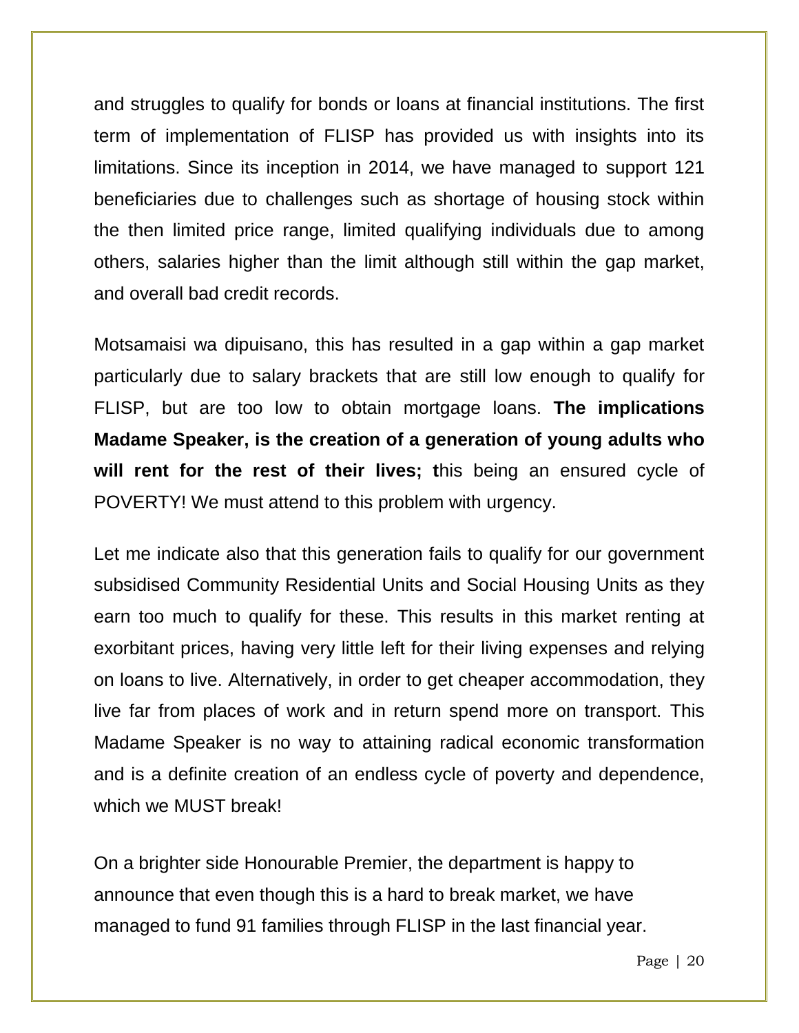and struggles to qualify for bonds or loans at financial institutions. The first term of implementation of FLISP has provided us with insights into its limitations. Since its inception in 2014, we have managed to support 121 beneficiaries due to challenges such as shortage of housing stock within the then limited price range, limited qualifying individuals due to among others, salaries higher than the limit although still within the gap market, and overall bad credit records.

Motsamaisi wa dipuisano, this has resulted in a gap within a gap market particularly due to salary brackets that are still low enough to qualify for FLISP, but are too low to obtain mortgage loans. **The implications Madame Speaker, is the creation of a generation of young adults who will rent for the rest of their lives; t**his being an ensured cycle of POVERTY! We must attend to this problem with urgency.

Let me indicate also that this generation fails to qualify for our government subsidised Community Residential Units and Social Housing Units as they earn too much to qualify for these. This results in this market renting at exorbitant prices, having very little left for their living expenses and relying on loans to live. Alternatively, in order to get cheaper accommodation, they live far from places of work and in return spend more on transport. This Madame Speaker is no way to attaining radical economic transformation and is a definite creation of an endless cycle of poverty and dependence, which we MUST break!

On a brighter side Honourable Premier, the department is happy to announce that even though this is a hard to break market, we have managed to fund 91 families through FLISP in the last financial year.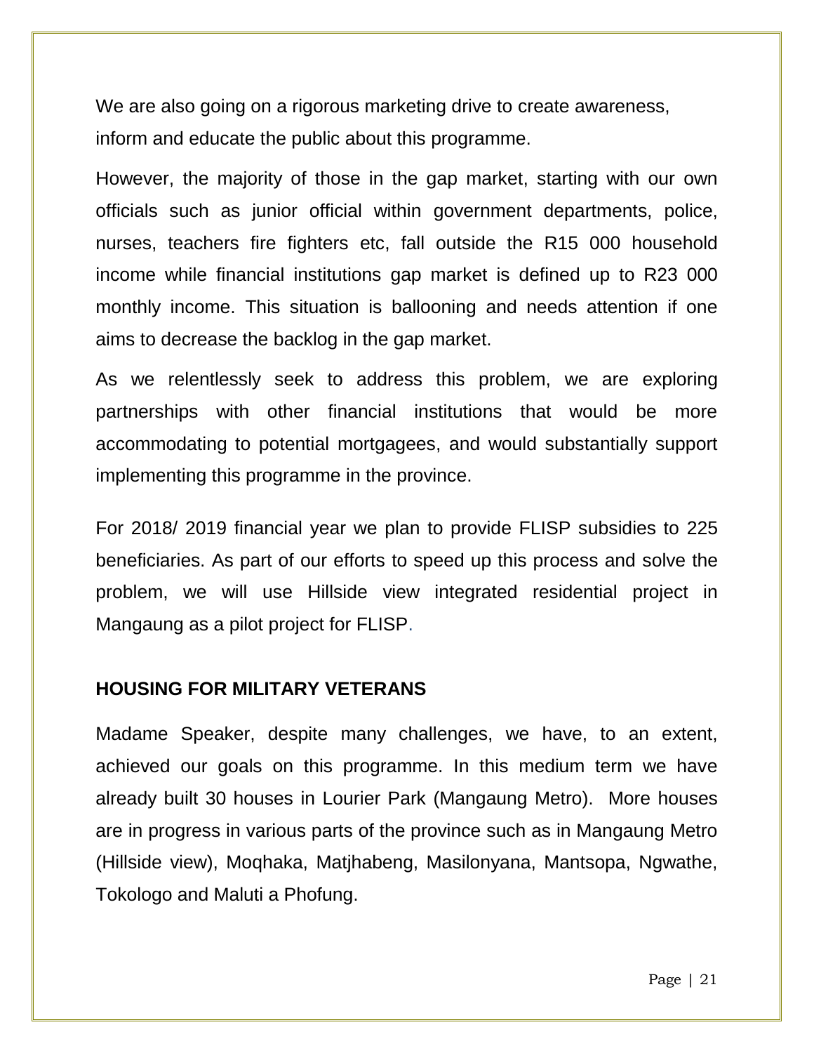We are also going on a rigorous marketing drive to create awareness, inform and educate the public about this programme.

However, the majority of those in the gap market, starting with our own officials such as junior official within government departments, police, nurses, teachers fire fighters etc, fall outside the R15 000 household income while financial institutions gap market is defined up to R23 000 monthly income. This situation is ballooning and needs attention if one aims to decrease the backlog in the gap market.

As we relentlessly seek to address this problem, we are exploring partnerships with other financial institutions that would be more accommodating to potential mortgagees, and would substantially support implementing this programme in the province.

For 2018/ 2019 financial year we plan to provide FLISP subsidies to 225 beneficiaries. As part of our efforts to speed up this process and solve the problem, we will use Hillside view integrated residential project in Mangaung as a pilot project for FLISP.

**HOUSING FOR MILITARY VETERANS**

Madame Speaker, despite many challenges, we have, to an extent, achieved our goals on this programme. In this medium term we have already built 30 houses in Lourier Park (Mangaung Metro). More houses are in progress in various parts of the province such as in Mangaung Metro (Hillside view), Moqhaka, Matjhabeng, Masilonyana, Mantsopa, Ngwathe, Tokologo and Maluti a Phofung.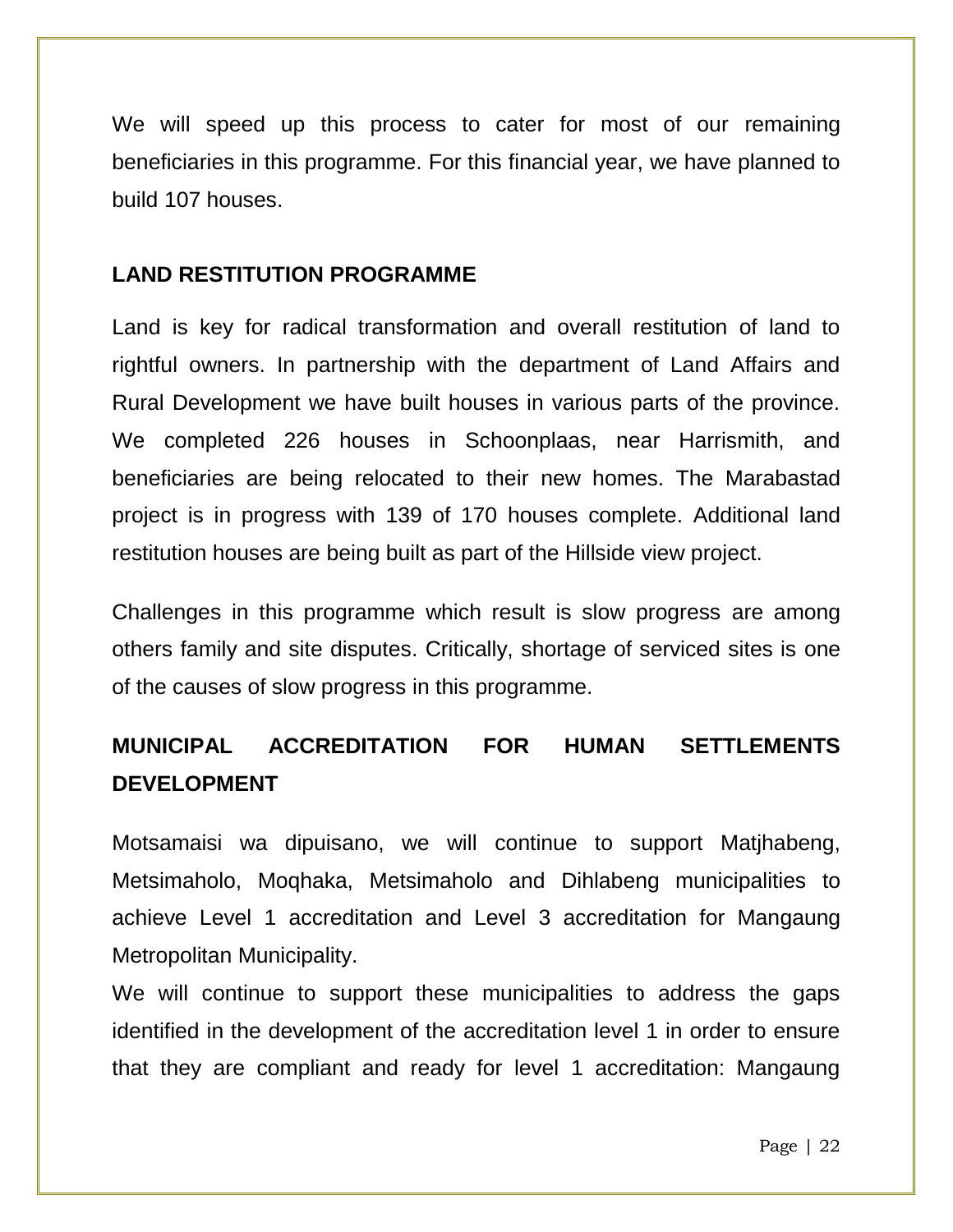We will speed up this process to cater for most of our remaining beneficiaries in this programme. For this financial year, we have planned to build 107 houses.

**LAND RESTITUTION PROGRAMME**

Land is key for radical transformation and overall restitution of land to rightful owners. In partnership with the department of Land Affairs and Rural Development we have built houses in various parts of the province. We completed 226 houses in Schoonplaas, near Harrismith, and beneficiaries are being relocated to their new homes. The Marabastad project is in progress with 139 of 170 houses complete. Additional land restitution houses are being built as part of the Hillside view project.

Challenges in this programme which result is slow progress are among others family and site disputes. Critically, shortage of serviced sites is one of the causes of slow progress in this programme.

**MUNICIPAL ACCREDITATION FOR HUMAN SETTLEMENTS DEVELOPMENT**

Motsamaisi wa dipuisano, we will continue to support Matjhabeng, Metsimaholo, Moqhaka, Metsimaholo and Dihlabeng municipalities to achieve Level 1 accreditation and Level 3 accreditation for Mangaung Metropolitan Municipality.

We will continue to support these municipalities to address the gaps identified in the development of the accreditation level 1 in order to ensure that they are compliant and ready for level 1 accreditation: Mangaung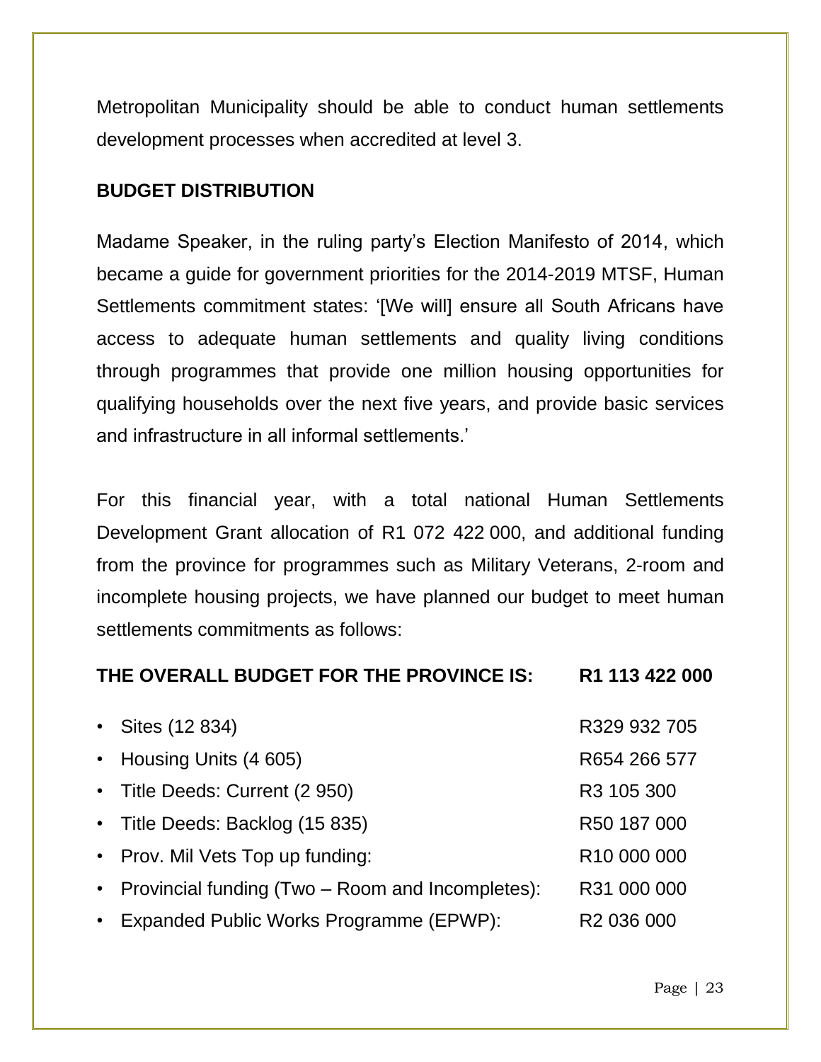Metropolitan Municipality should be able to conduct human settlements development processes when accredited at level 3.

## BUDGET DISTRIBUTION

Madame Speaker, in the ruling party's Election Manifesto of 2014, which became a guide for government priorities for the 2014-2019 MTSF, Human Settlements commitment states: '[We will] ensure all South Africans have access to adequate human settlements and quality living conditions through programmes that provide one million housing opportunities for qualifying households over the next five years, and provide basic services and infrastructure in all informal settlements.'

For this financial year, with a total national Human Settlements Development Grant allocation of R1 072 422 000, and additional funding from the province for programmes such as Military Veterans, 2-room and incomplete housing projects, we have planned our budget to meet human settlements commitments as follows:

| **THE OVERALL BUDGET FOR THE PROVINCE IS:** | **R1 113 422 000** |
|---|---|
| • Sites (12 834) | R329 932 705 |
| • Housing Units (4 605) | R654 266 577 |
| • Title Deeds: Current (2 950) | R3 105 300 |
| • Title Deeds: Backlog (15 835) | R50 187 000 |
| • Prov. Mil Vets Top up funding: | R10 000 000 |
| • Provincial funding (Two – Room and Incompletes): | R31 000 000 |
| • Expanded Public Works Programme (EPWP): | R2 036 000 |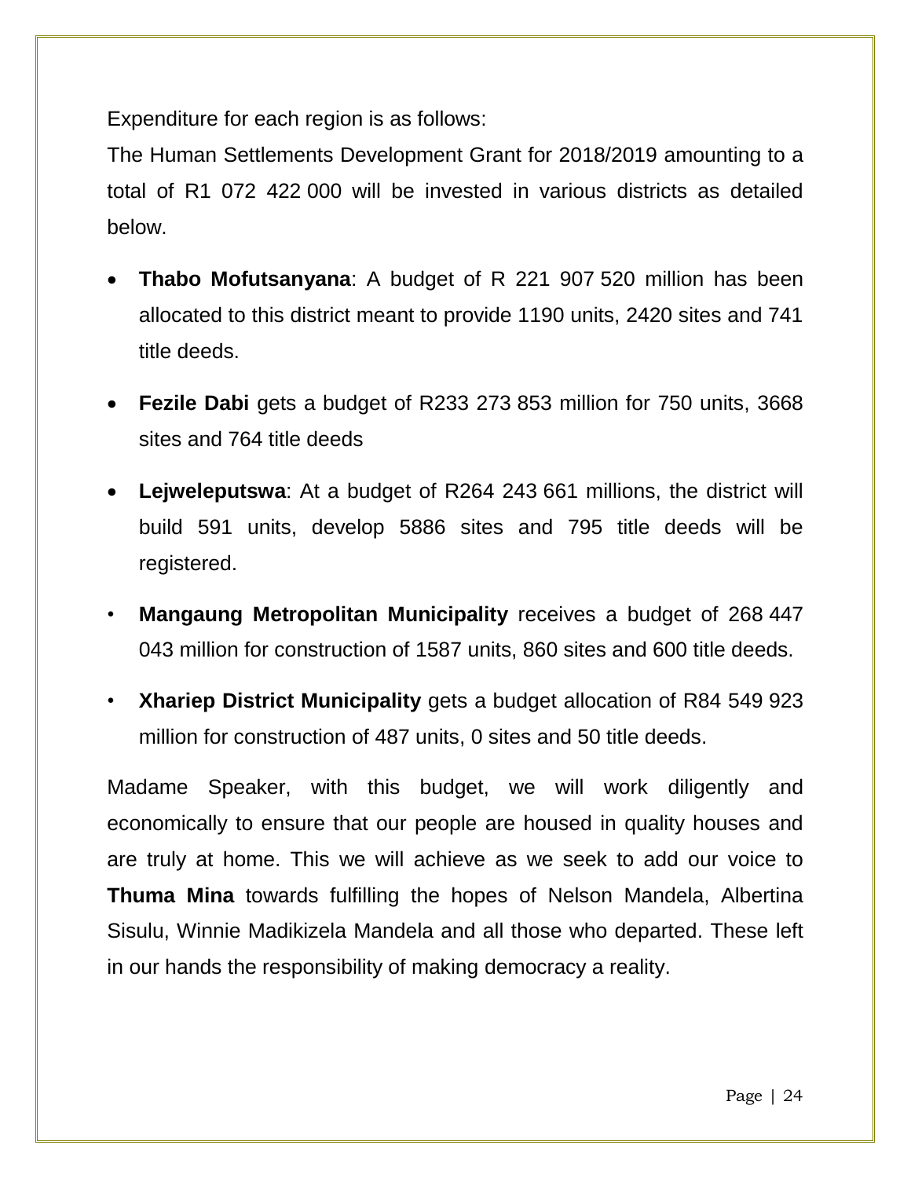Expenditure for each region is as follows:

The Human Settlements Development Grant for 2018/2019 amounting to a total of R1 072 422 000 will be invested in various districts as detailed below.

- **Thabo Mofutsanyana**: A budget of R 221 907 520 million has been allocated to this district meant to provide 1190 units, 2420 sites and 741 title deeds.
- **Fezile Dabi** gets a budget of R233 273 853 million for 750 units, 3668 sites and 764 title deeds
- **Lejweleputswa**: At a budget of R264 243 661 millions, the district will build 591 units, develop 5886 sites and 795 title deeds will be registered.
- **Mangaung Metropolitan Municipality** receives a budget of 268 447 043 million for construction of 1587 units, 860 sites and 600 title deeds.
- **Xhariep District Municipality** gets a budget allocation of R84 549 923 million for construction of 487 units, 0 sites and 50 title deeds.

Madame Speaker, with this budget, we will work diligently and economically to ensure that our people are housed in quality houses and are truly at home. This we will achieve as we seek to add our voice to **Thuma Mina** towards fulfilling the hopes of Nelson Mandela, Albertina Sisulu, Winnie Madikizela Mandela and all those who departed. These left in our hands the responsibility of making democracy a reality.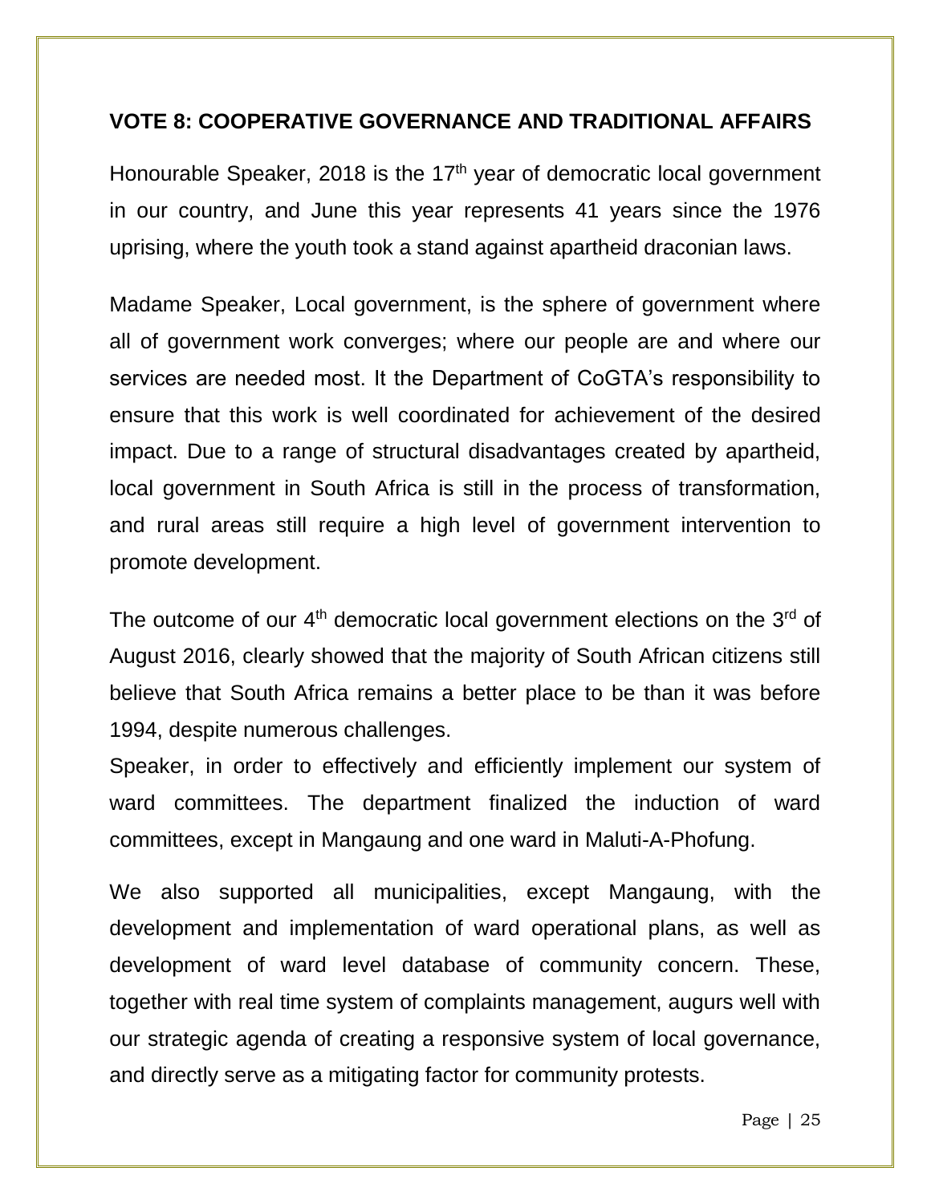**VOTE 8: COOPERATIVE GOVERNANCE AND TRADITIONAL AFFAIRS**

Honourable Speaker, 2018 is the 17th year of democratic local government in our country, and June this year represents 41 years since the 1976 uprising, where the youth took a stand against apartheid draconian laws.

Madame Speaker, Local government, is the sphere of government where all of government work converges; where our people are and where our services are needed most. It the Department of CoGTA's responsibility to ensure that this work is well coordinated for achievement of the desired impact. Due to a range of structural disadvantages created by apartheid, local government in South Africa is still in the process of transformation, and rural areas still require a high level of government intervention to promote development.

The outcome of our 4th democratic local government elections on the 3rd of August 2016, clearly showed that the majority of South African citizens still believe that South Africa remains a better place to be than it was before 1994, despite numerous challenges.

Speaker, in order to effectively and efficiently implement our system of ward committees. The department finalized the induction of ward committees, except in Mangaung and one ward in Maluti-A-Phofung.

We also supported all municipalities, except Mangaung, with the development and implementation of ward operational plans, as well as development of ward level database of community concern. These, together with real time system of complaints management, augurs well with our strategic agenda of creating a responsive system of local governance, and directly serve as a mitigating factor for community protests.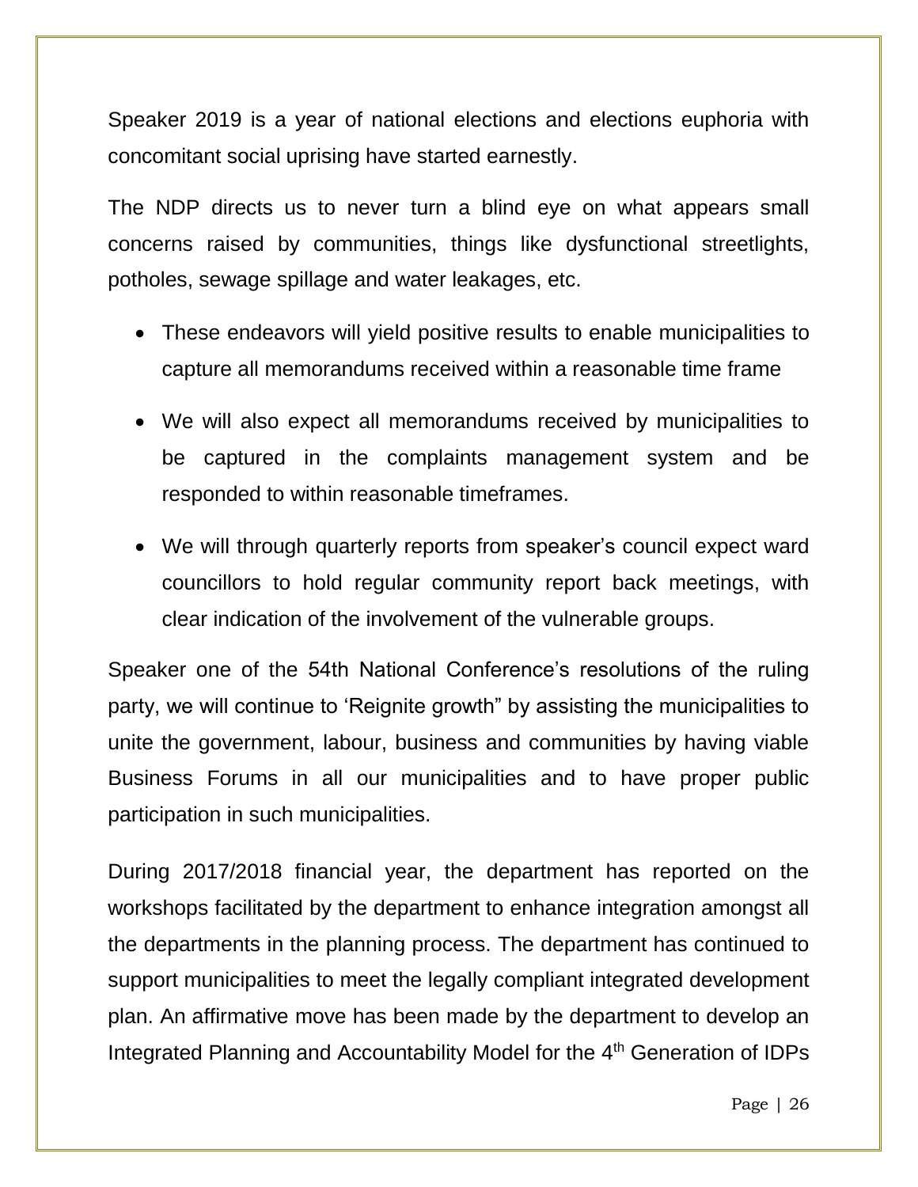Speaker 2019 is a year of national elections and elections euphoria with concomitant social uprising have started earnestly.

The NDP directs us to never turn a blind eye on what appears small concerns raised by communities, things like dysfunctional streetlights, potholes, sewage spillage and water leakages, etc.

- These endeavors will yield positive results to enable municipalities to capture all memorandums received within a reasonable time frame
- We will also expect all memorandums received by municipalities to be captured in the complaints management system and be responded to within reasonable timeframes.
- We will through quarterly reports from speaker's council expect ward councillors to hold regular community report back meetings, with clear indication of the involvement of the vulnerable groups.

Speaker one of the 54th National Conference's resolutions of the ruling party, we will continue to 'Reignite growth" by assisting the municipalities to unite the government, labour, business and communities by having viable Business Forums in all our municipalities and to have proper public participation in such municipalities.

During 2017/2018 financial year, the department has reported on the workshops facilitated by the department to enhance integration amongst all the departments in the planning process. The department has continued to support municipalities to meet the legally compliant integrated development plan. An affirmative move has been made by the department to develop an Integrated Planning and Accountability Model for the 4th Generation of IDPs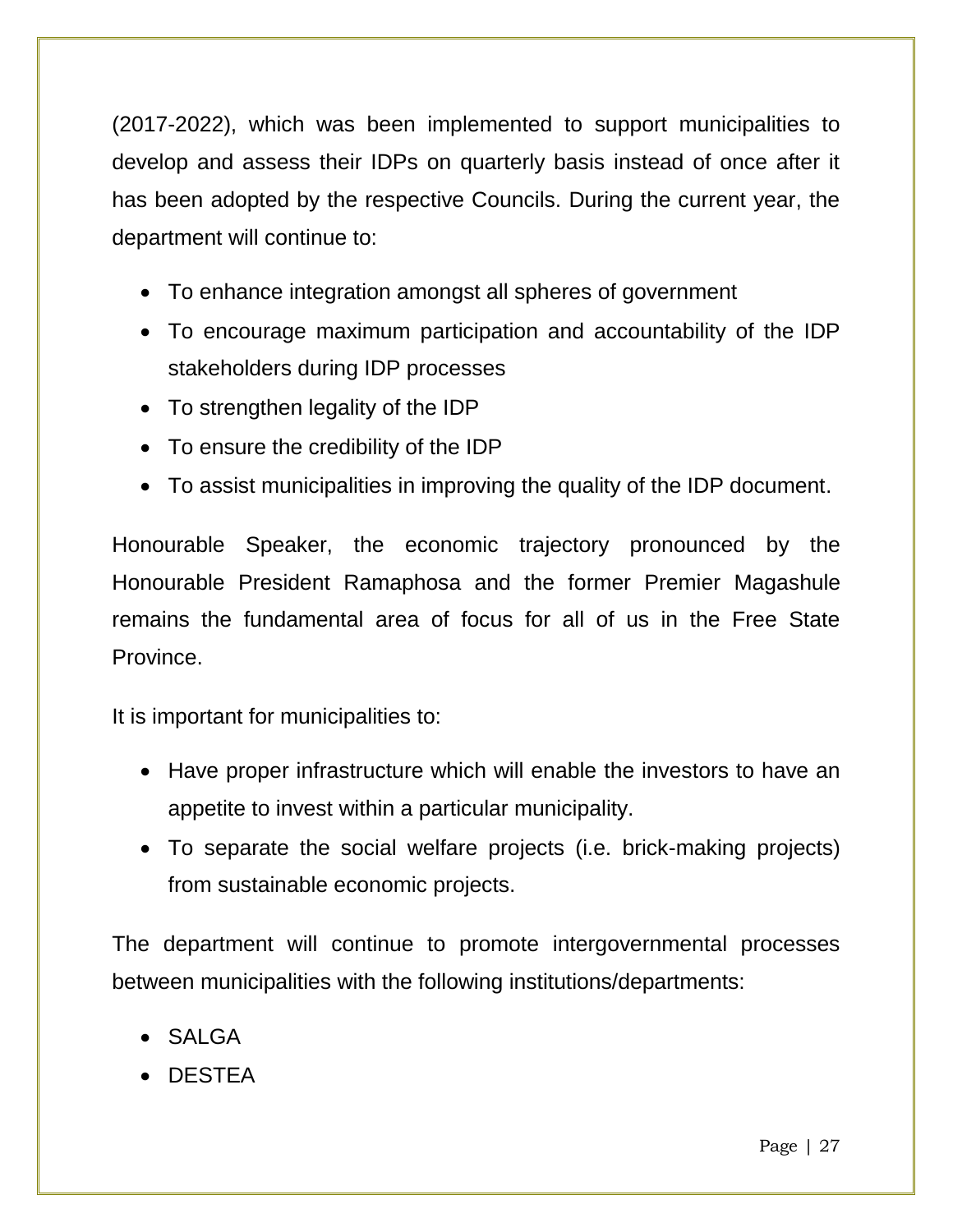(2017-2022), which was been implemented to support municipalities to develop and assess their IDPs on quarterly basis instead of once after it has been adopted by the respective Councils. During the current year, the department will continue to:

- To enhance integration amongst all spheres of government
- To encourage maximum participation and accountability of the IDP stakeholders during IDP processes
- To strengthen legality of the IDP
- To ensure the credibility of the IDP
- To assist municipalities in improving the quality of the IDP document.

Honourable Speaker, the economic trajectory pronounced by the Honourable President Ramaphosa and the former Premier Magashule remains the fundamental area of focus for all of us in the Free State Province.

It is important for municipalities to:

- Have proper infrastructure which will enable the investors to have an appetite to invest within a particular municipality.
- To separate the social welfare projects (i.e. brick-making projects) from sustainable economic projects.

The department will continue to promote intergovernmental processes between municipalities with the following institutions/departments:

- SALGA
- DESTEA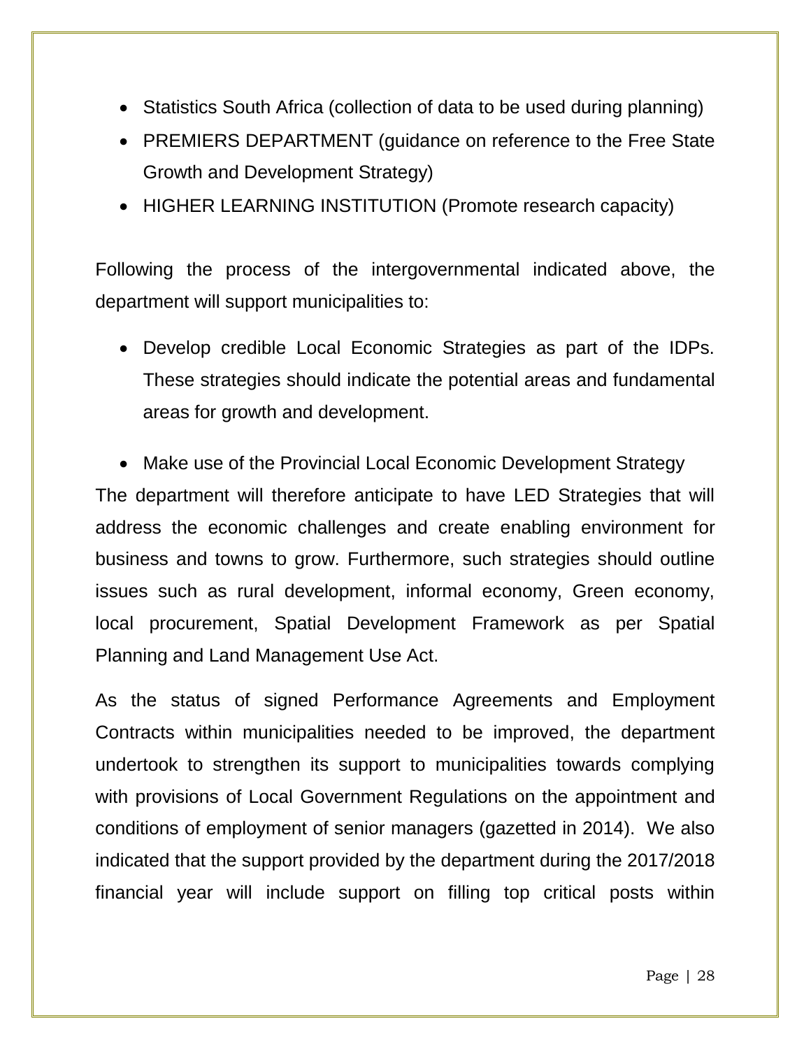- Statistics South Africa (collection of data to be used during planning)
- PREMIERS DEPARTMENT (guidance on reference to the Free State Growth and Development Strategy)
- HIGHER LEARNING INSTITUTION (Promote research capacity)

Following the process of the intergovernmental indicated above, the department will support municipalities to:

- Develop credible Local Economic Strategies as part of the IDPs. These strategies should indicate the potential areas and fundamental areas for growth and development.
- Make use of the Provincial Local Economic Development Strategy

The department will therefore anticipate to have LED Strategies that will address the economic challenges and create enabling environment for business and towns to grow. Furthermore, such strategies should outline issues such as rural development, informal economy, Green economy, local procurement, Spatial Development Framework as per Spatial Planning and Land Management Use Act.

As the status of signed Performance Agreements and Employment Contracts within municipalities needed to be improved, the department undertook to strengthen its support to municipalities towards complying with provisions of Local Government Regulations on the appointment and conditions of employment of senior managers (gazetted in 2014). We also indicated that the support provided by the department during the 2017/2018 financial year will include support on filling top critical posts within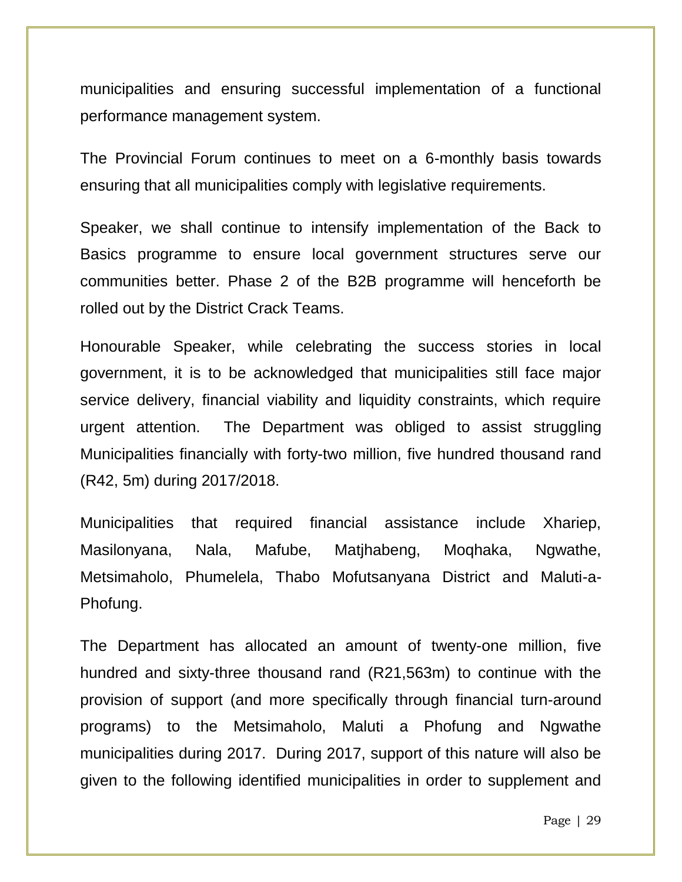municipalities and ensuring successful implementation of a functional performance management system.

The Provincial Forum continues to meet on a 6-monthly basis towards ensuring that all municipalities comply with legislative requirements.

Speaker, we shall continue to intensify implementation of the Back to Basics programme to ensure local government structures serve our communities better. Phase 2 of the B2B programme will henceforth be rolled out by the District Crack Teams.

Honourable Speaker, while celebrating the success stories in local government, it is to be acknowledged that municipalities still face major service delivery, financial viability and liquidity constraints, which require urgent attention. The Department was obliged to assist struggling Municipalities financially with forty-two million, five hundred thousand rand (R42, 5m) during 2017/2018.

Municipalities that required financial assistance include Xhariep, Masilonyana, Nala, Mafube, Matjhabeng, Moqhaka, Ngwathe, Metsimaholo, Phumelela, Thabo Mofutsanyana District and Maluti-a-Phofung.

The Department has allocated an amount of twenty-one million, five hundred and sixty-three thousand rand (R21,563m) to continue with the provision of support (and more specifically through financial turn-around programs) to the Metsimaholo, Maluti a Phofung and Ngwathe municipalities during 2017. During 2017, support of this nature will also be given to the following identified municipalities in order to supplement and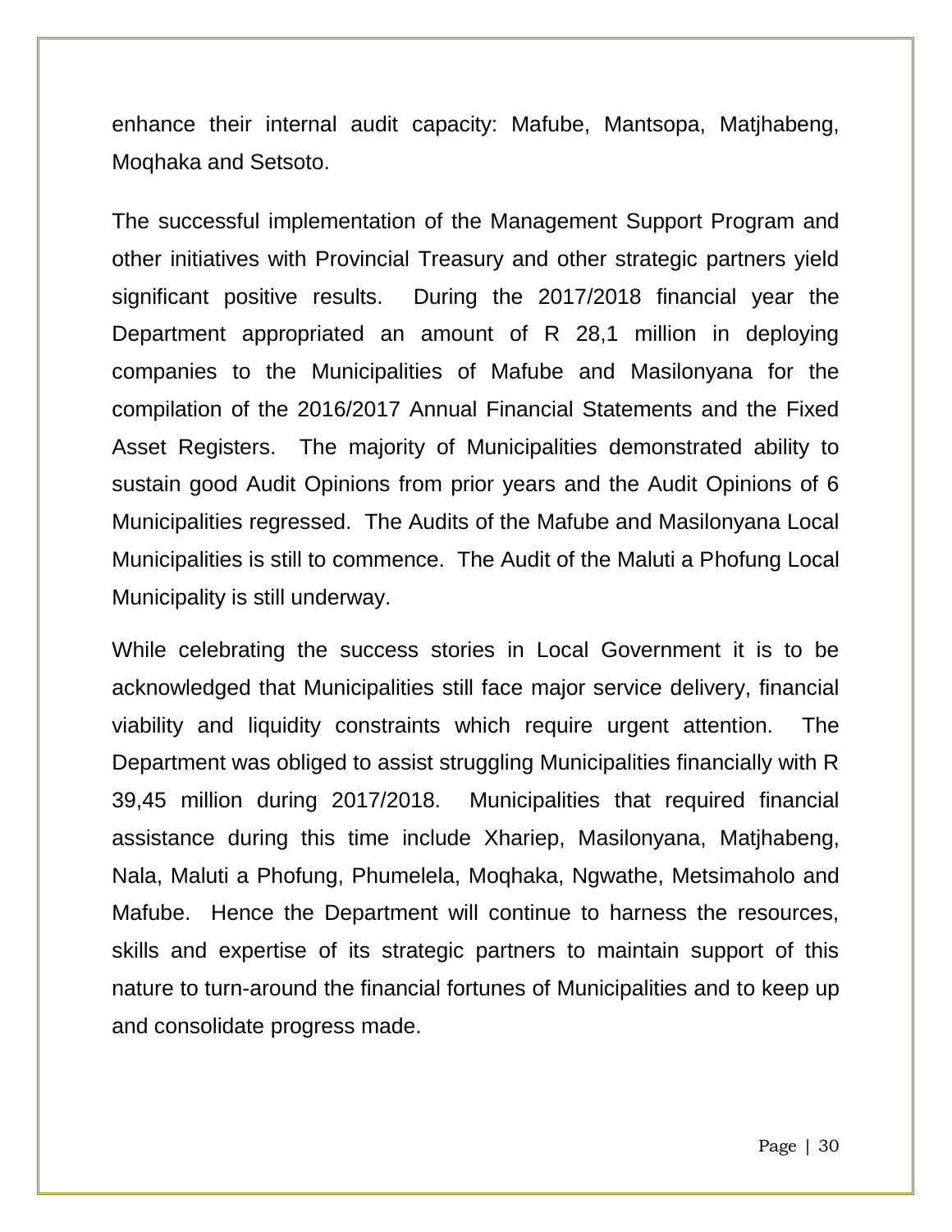enhance their internal audit capacity: Mafube, Mantsopa, Matjhabeng, Moqhaka and Setsoto.

The successful implementation of the Management Support Program and other initiatives with Provincial Treasury and other strategic partners yield significant positive results. During the 2017/2018 financial year the Department appropriated an amount of R 28,1 million in deploying companies to the Municipalities of Mafube and Masilonyana for the compilation of the 2016/2017 Annual Financial Statements and the Fixed Asset Registers. The majority of Municipalities demonstrated ability to sustain good Audit Opinions from prior years and the Audit Opinions of 6 Municipalities regressed. The Audits of the Mafube and Masilonyana Local Municipalities is still to commence. The Audit of the Maluti a Phofung Local Municipality is still underway.

While celebrating the success stories in Local Government it is to be acknowledged that Municipalities still face major service delivery, financial viability and liquidity constraints which require urgent attention. The Department was obliged to assist struggling Municipalities financially with R 39,45 million during 2017/2018. Municipalities that required financial assistance during this time include Xhariep, Masilonyana, Matjhabeng, Nala, Maluti a Phofung, Phumelela, Moqhaka, Ngwathe, Metsimaholo and Mafube. Hence the Department will continue to harness the resources, skills and expertise of its strategic partners to maintain support of this nature to turn-around the financial fortunes of Municipalities and to keep up and consolidate progress made.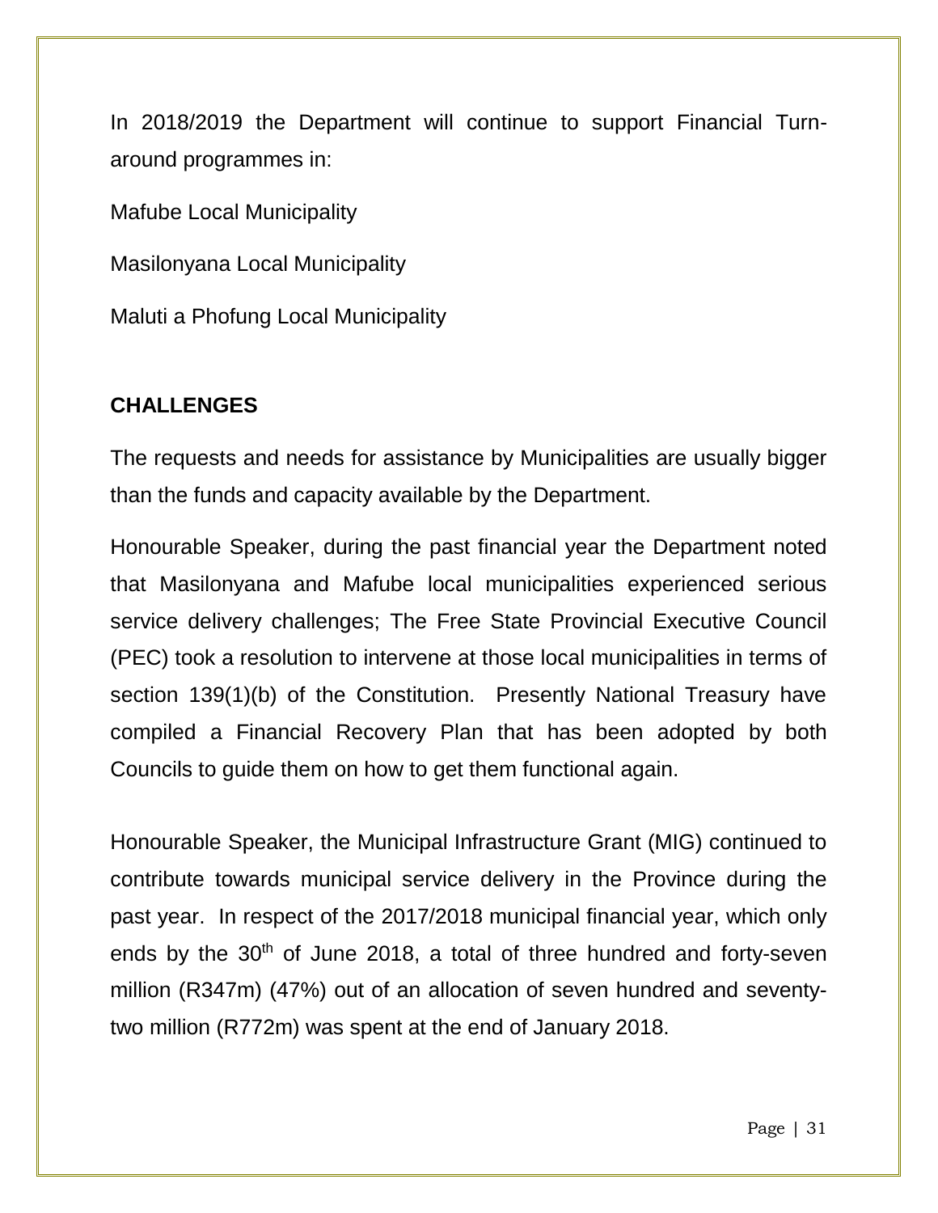In 2018/2019 the Department will continue to support Financial Turn-around programmes in:

Mafube Local Municipality

Masilonyana Local Municipality

Maluti a Phofung Local Municipality

**CHALLENGES**

The requests and needs for assistance by Municipalities are usually bigger than the funds and capacity available by the Department.

Honourable Speaker, during the past financial year the Department noted that Masilonyana and Mafube local municipalities experienced serious service delivery challenges; The Free State Provincial Executive Council (PEC) took a resolution to intervene at those local municipalities in terms of section 139(1)(b) of the Constitution. Presently National Treasury have compiled a Financial Recovery Plan that has been adopted by both Councils to guide them on how to get them functional again.

Honourable Speaker, the Municipal Infrastructure Grant (MIG) continued to contribute towards municipal service delivery in the Province during the past year. In respect of the 2017/2018 municipal financial year, which only ends by the 30th of June 2018, a total of three hundred and forty-seven million (R347m) (47%) out of an allocation of seven hundred and seventy-two million (R772m) was spent at the end of January 2018.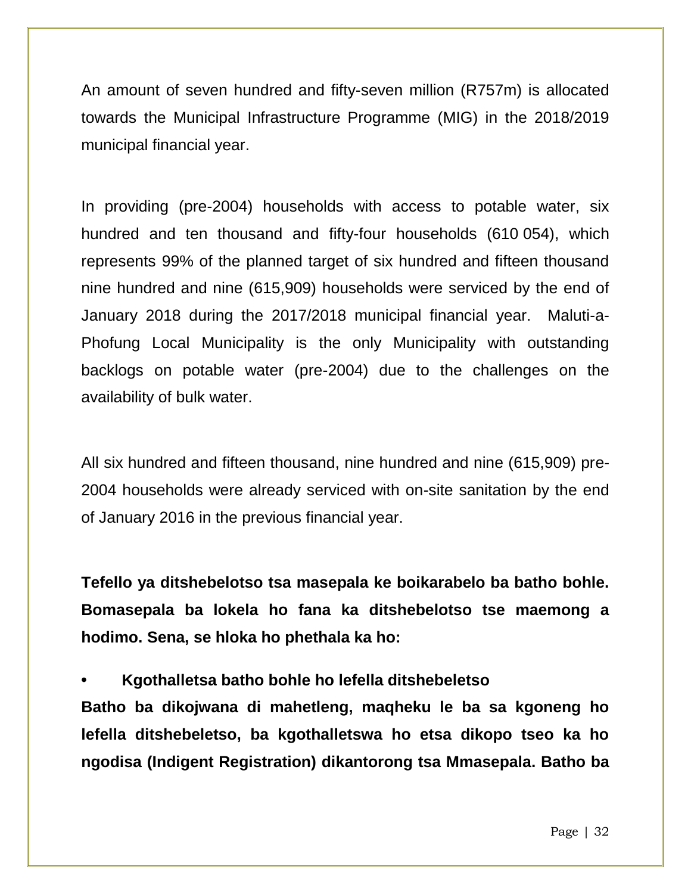An amount of seven hundred and fifty-seven million (R757m) is allocated towards the Municipal Infrastructure Programme (MIG) in the 2018/2019 municipal financial year.

In providing (pre-2004) households with access to potable water, six hundred and ten thousand and fifty-four households (610 054), which represents 99% of the planned target of six hundred and fifteen thousand nine hundred and nine (615,909) households were serviced by the end of January 2018 during the 2017/2018 municipal financial year. Maluti-a-Phofung Local Municipality is the only Municipality with outstanding backlogs on potable water (pre-2004) due to the challenges on the availability of bulk water.

All six hundred and fifteen thousand, nine hundred and nine (615,909) pre-2004 households were already serviced with on-site sanitation by the end of January 2016 in the previous financial year.

**Tefello ya ditshebelotso tsa masepala ke boikarabelo ba batho bohle. Bomasepala ba lokela ho fana ka ditshebelotso tse maemong a hodimo. Sena, se hloka ho phethala ka ho:**

- **Kgothalletsa batho bohle ho lefella ditshebeletso**

**Batho ba dikojwana di mahetleng, maqheku le ba sa kgoneng ho lefella ditshebeletso, ba kgothalletswa ho etsa dikopo tseo ka ho ngodisa (Indigent Registration) dikantorong tsa Mmasepala. Batho ba**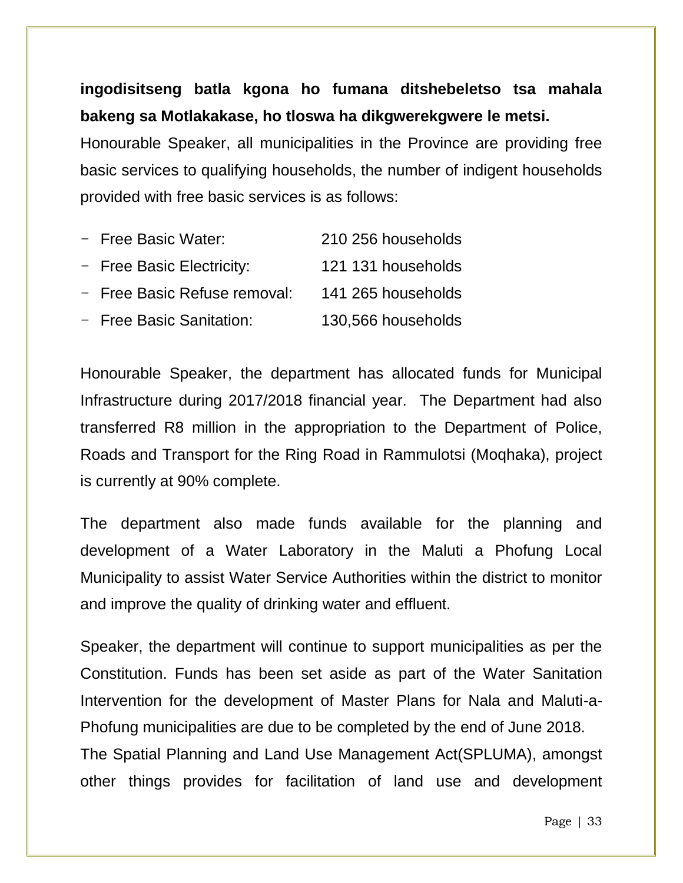**ingodisitseng batla kgona ho fumana ditshebeletso tsa mahala bakeng sa Motlakakase, ho tloswa ha dikgwerekgwere le metsi.**

Honourable Speaker, all municipalities in the Province are providing free basic services to qualifying households, the number of indigent households provided with free basic services is as follows:

- Free Basic Water: 210 256 households
- Free Basic Electricity: 121 131 households
- Free Basic Refuse removal: 141 265 households
- Free Basic Sanitation: 130,566 households

Honourable Speaker, the department has allocated funds for Municipal Infrastructure during 2017/2018 financial year. The Department had also transferred R8 million in the appropriation to the Department of Police, Roads and Transport for the Ring Road in Rammulotsi (Moqhaka), project is currently at 90% complete.

The department also made funds available for the planning and development of a Water Laboratory in the Maluti a Phofung Local Municipality to assist Water Service Authorities within the district to monitor and improve the quality of drinking water and effluent.

Speaker, the department will continue to support municipalities as per the Constitution. Funds has been set aside as part of the Water Sanitation Intervention for the development of Master Plans for Nala and Maluti-a-Phofung municipalities are due to be completed by the end of June 2018.

The Spatial Planning and Land Use Management Act(SPLUMA), amongst other things provides for facilitation of land use and development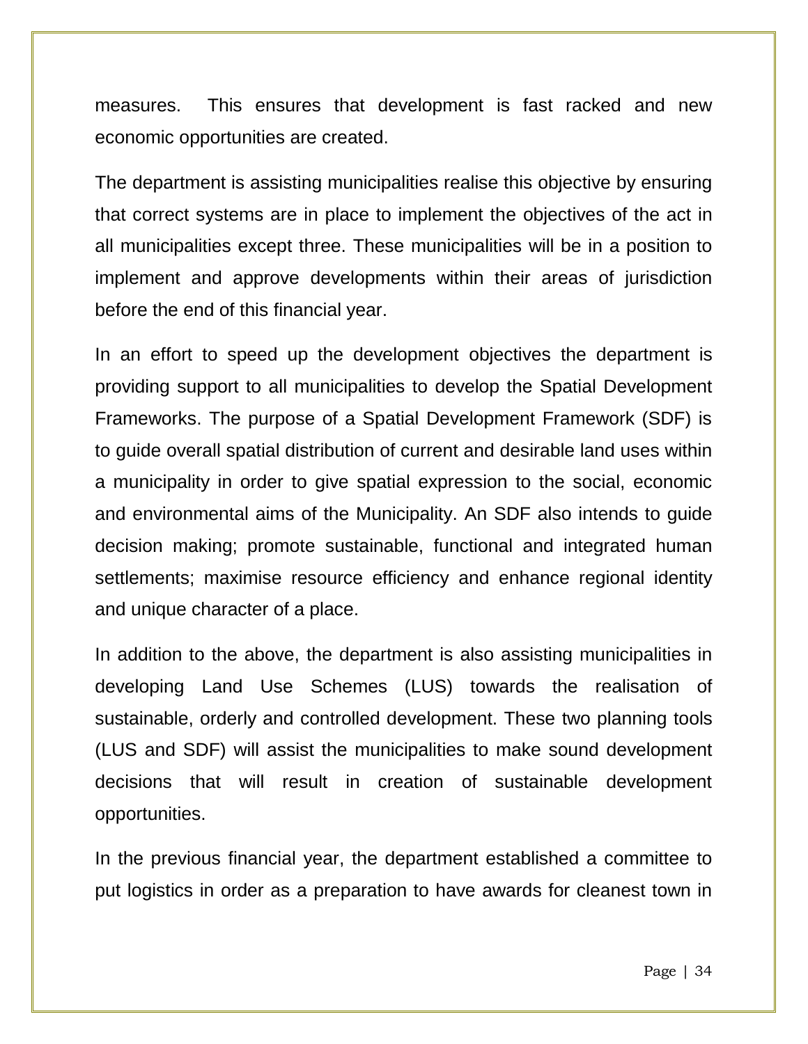measures. This ensures that development is fast racked and new economic opportunities are created.

The department is assisting municipalities realise this objective by ensuring that correct systems are in place to implement the objectives of the act in all municipalities except three. These municipalities will be in a position to implement and approve developments within their areas of jurisdiction before the end of this financial year.

In an effort to speed up the development objectives the department is providing support to all municipalities to develop the Spatial Development Frameworks. The purpose of a Spatial Development Framework (SDF) is to guide overall spatial distribution of current and desirable land uses within a municipality in order to give spatial expression to the social, economic and environmental aims of the Municipality. An SDF also intends to guide decision making; promote sustainable, functional and integrated human settlements; maximise resource efficiency and enhance regional identity and unique character of a place.

In addition to the above, the department is also assisting municipalities in developing Land Use Schemes (LUS) towards the realisation of sustainable, orderly and controlled development. These two planning tools (LUS and SDF) will assist the municipalities to make sound development decisions that will result in creation of sustainable development opportunities.

In the previous financial year, the department established a committee to put logistics in order as a preparation to have awards for cleanest town in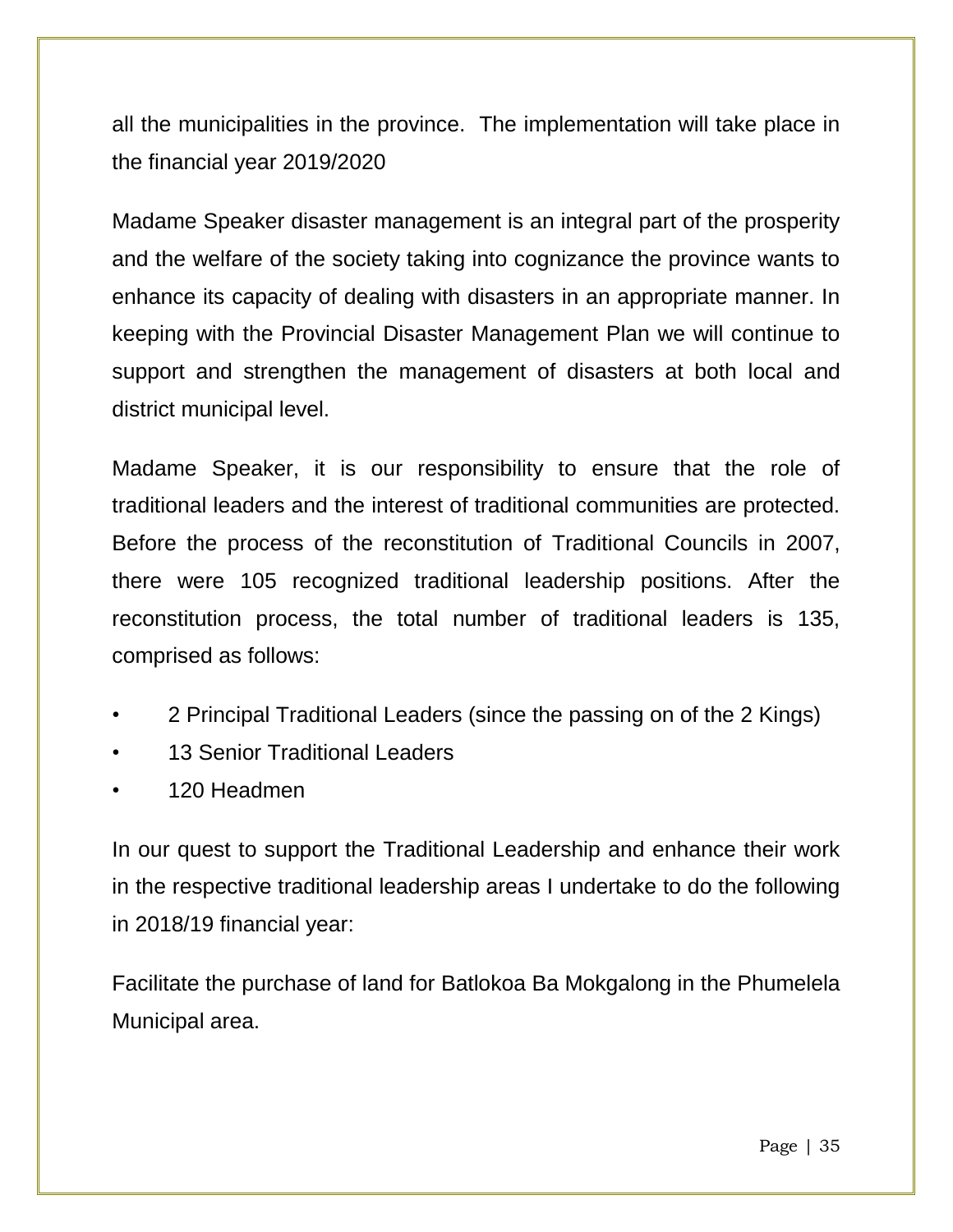all the municipalities in the province.  The implementation will take place in the financial year 2019/2020

Madame Speaker disaster management is an integral part of the prosperity and the welfare of the society taking into cognizance the province wants to enhance its capacity of dealing with disasters in an appropriate manner. In keeping with the Provincial Disaster Management Plan we will continue to support and strengthen the management of disasters at both local and district municipal level.

Madame Speaker, it is our responsibility to ensure that the role of traditional leaders and the interest of traditional communities are protected. Before the process of the reconstitution of Traditional Councils in 2007, there were 105 recognized traditional leadership positions. After the reconstitution process, the total number of traditional leaders is 135, comprised as follows:

- 2 Principal Traditional Leaders (since the passing on of the 2 Kings)
- 13 Senior Traditional Leaders
- 120 Headmen

In our quest to support the Traditional Leadership and enhance their work in the respective traditional leadership areas I undertake to do the following in 2018/19 financial year:

Facilitate the purchase of land for Batlokoa Ba Mokgalong in the Phumelela Municipal area.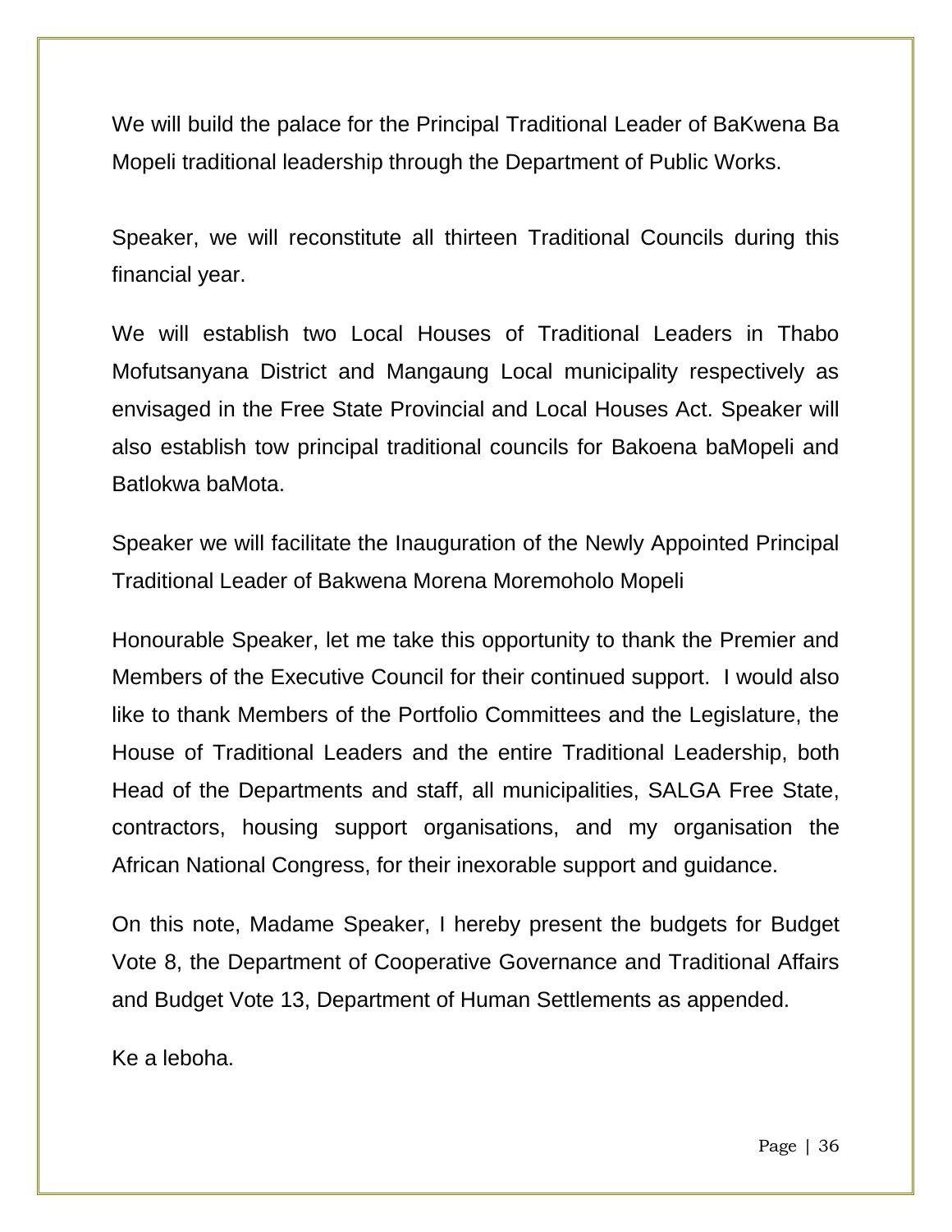We will build the palace for the Principal Traditional Leader of BaKwena Ba Mopeli traditional leadership through the Department of Public Works.

Speaker, we will reconstitute all thirteen Traditional Councils during this financial year.

We will establish two Local Houses of Traditional Leaders in Thabo Mofutsanyana District and Mangaung Local municipality respectively as envisaged in the Free State Provincial and Local Houses Act. Speaker will also establish tow principal traditional councils for Bakoena baMopeli and Batlokwa baMota.

Speaker we will facilitate the Inauguration of the Newly Appointed Principal Traditional Leader of Bakwena Morena Moremoholo Mopeli

Honourable Speaker, let me take this opportunity to thank the Premier and Members of the Executive Council for their continued support. I would also like to thank Members of the Portfolio Committees and the Legislature, the House of Traditional Leaders and the entire Traditional Leadership, both Head of the Departments and staff, all municipalities, SALGA Free State, contractors, housing support organisations, and my organisation the African National Congress, for their inexorable support and guidance.

On this note, Madame Speaker, I hereby present the budgets for Budget Vote 8, the Department of Cooperative Governance and Traditional Affairs and Budget Vote 13, Department of Human Settlements as appended.

Ke a leboha.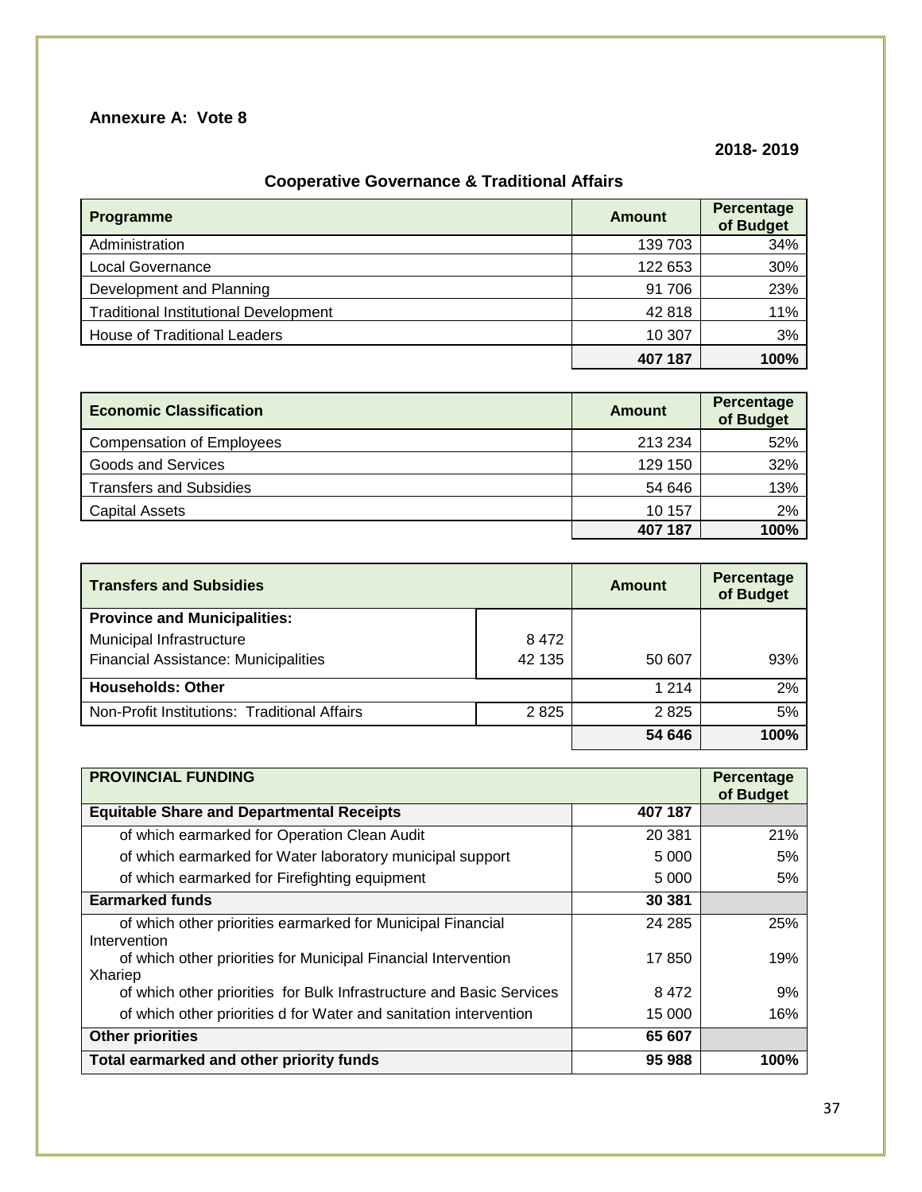**Annexure A: Vote 8**

**2018- 2019**

## Cooperative Governance & Traditional Affairs

| Programme | Amount | Percentage of Budget |
|---|---|---|
| Administration | 139 703 | 34% |
| Local Governance | 122 653 | 30% |
| Development and Planning | 91 706 | 23% |
| Traditional Institutional Development | 42 818 | 11% |
| House of Traditional Leaders | 10 307 | 3% |
| | **407 187** | **100%** |

| Economic Classification | Amount | Percentage of Budget |
|---|---|---|
| Compensation of Employees | 213 234 | 52% |
| Goods and Services | 129 150 | 32% |
| Transfers and Subsidies | 54 646 | 13% |
| Capital Assets | 10 157 | 2% |
| | **407 187** | **100%** |

| Transfers and Subsidies | | Amount | Percentage of Budget |
|---|---|---|---|
| **Province and Municipalities:** | | | |
| Municipal Infrastructure | 8 472 | | |
| Financial Assistance: Municipalities | 42 135 | 50 607 | 93% |
| **Households: Other** | | 1 214 | 2% |
| Non-Profit Institutions: Traditional Affairs | 2 825 | 2 825 | 5% |
| | | **54 646** | **100%** |

| PROVINCIAL FUNDING | | Percentage of Budget |
|---|---|---|
| **Equitable Share and Departmental Receipts** | **407 187** | |
| of which earmarked for Operation Clean Audit | 20 381 | 21% |
| of which earmarked for Water laboratory municipal support | 5 000 | 5% |
| of which earmarked for Firefighting equipment | 5 000 | 5% |
| **Earmarked funds** | **30 381** | |
| of which other priorities earmarked for Municipal Financial Intervention | 24 285 | 25% |
| of which other priorities for Municipal Financial Intervention Xhariep | 17 850 | 19% |
| of which other priorities for Bulk Infrastructure and Basic Services | 8 472 | 9% |
| of which other priorities d for Water and sanitation intervention | 15 000 | 16% |
| **Other priorities** | **65 607** | |
| **Total earmarked and other priority funds** | **95 988** | **100%** |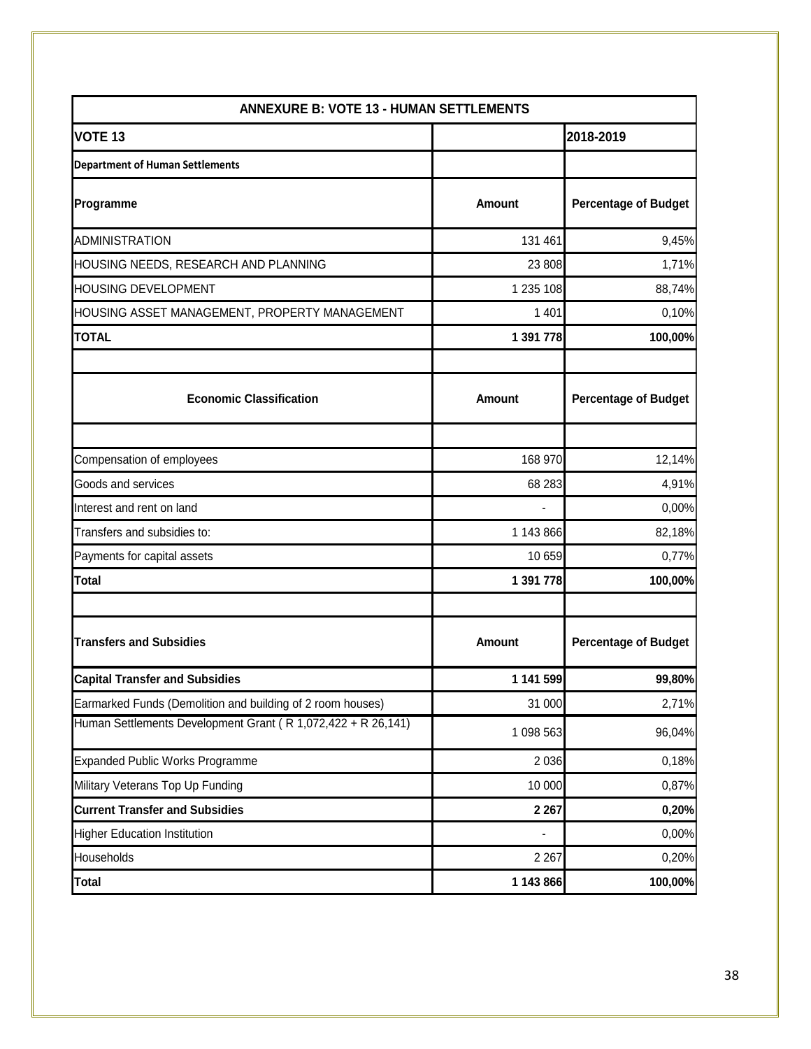| ANNEXURE B: VOTE 13 - HUMAN SETTLEMENTS | | |
|---|---|---|
| **VOTE 13** | | **2018-2019** |
| **Department of Human Settlements** | | |
| **Programme** | **Amount** | **Percentage of Budget** |
| ADMINISTRATION | 131 461 | 9,45% |
| HOUSING NEEDS, RESEARCH AND PLANNING | 23 808 | 1,71% |
| HOUSING DEVELOPMENT | 1 235 108 | 88,74% |
| HOUSING ASSET MANAGEMENT, PROPERTY MANAGEMENT | 1 401 | 0,10% |
| **TOTAL** | **1 391 778** | **100,00%** |
| | | |
| **Economic Classification** | **Amount** | **Percentage of Budget** |
| | | |
| Compensation of employees | 168 970 | 12,14% |
| Goods and services | 68 283 | 4,91% |
| Interest and rent on land | - | 0,00% |
| Transfers and subsidies to: | 1 143 866 | 82,18% |
| Payments for capital assets | 10 659 | 0,77% |
| **Total** | **1 391 778** | **100,00%** |
| | | |
| **Transfers and Subsidies** | **Amount** | **Percentage of Budget** |
| **Capital Transfer and Subsidies** | **1 141 599** | **99,80%** |
| Earmarked Funds (Demolition and building of 2 room houses) | 31 000 | 2,71% |
| Human Settlements Development Grant ( R 1,072,422 + R 26,141) | 1 098 563 | 96,04% |
| Expanded Public Works Programme | 2 036 | 0,18% |
| Military Veterans Top Up Funding | 10 000 | 0,87% |
| **Current Transfer and Subsidies** | **2 267** | **0,20%** |
| Higher Education Institution | - | 0,00% |
| Households | 2 267 | 0,20% |
| **Total** | **1 143 866** | **100,00%** |